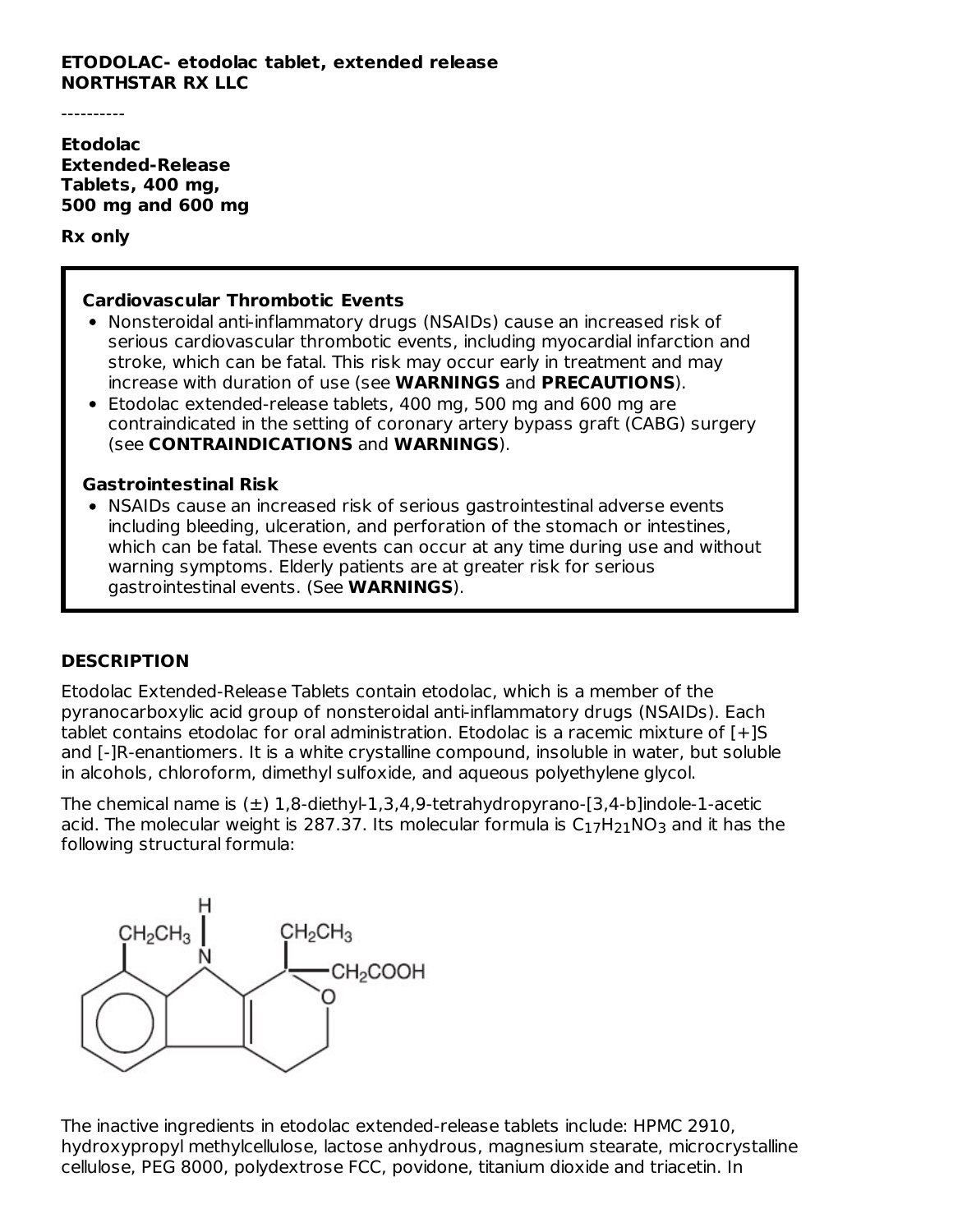**ETODOLAC- etodolac tablet, extended release**
**NORTHSTAR RX LLC**

----------

**Etodolac Extended-Release Tablets, 400 mg, 500 mg and 600 mg**

**Rx only**

> **Cardiovascular Thrombotic Events**
>
> - Nonsteroidal anti-inflammatory drugs (NSAIDs) cause an increased risk of serious cardiovascular thrombotic events, including myocardial infarction and stroke, which can be fatal. This risk may occur early in treatment and may increase with duration of use (see **WARNINGS** and **PRECAUTIONS**).
> - Etodolac extended-release tablets, 400 mg, 500 mg and 600 mg are contraindicated in the setting of coronary artery bypass graft (CABG) surgery (see **CONTRAINDICATIONS** and **WARNINGS**).
>
> **Gastrointestinal Risk**
>
> - NSAIDs cause an increased risk of serious gastrointestinal adverse events including bleeding, ulceration, and perforation of the stomach or intestines, which can be fatal. These events can occur at any time during use and without warning symptoms. Elderly patients are at greater risk for serious gastrointestinal events. (See **WARNINGS**).

## DESCRIPTION

Etodolac Extended-Release Tablets contain etodolac, which is a member of the pyranocarboxylic acid group of nonsteroidal anti-inflammatory drugs (NSAIDs). Each tablet contains etodolac for oral administration. Etodolac is a racemic mixture of [+]S and [-]R-enantiomers. It is a white crystalline compound, insoluble in water, but soluble in alcohols, chloroform, dimethyl sulfoxide, and aqueous polyethylene glycol.

The chemical name is (±) 1,8-diethyl-1,3,4,9-tetrahydropyrano-[3,4-b]indole-1-acetic acid. The molecular weight is 287.37. Its molecular formula is $C_{17}H_{21}NO_3$ and it has the following structural formula:

The inactive ingredients in etodolac extended-release tablets include: HPMC 2910, hydroxypropyl methylcellulose, lactose anhydrous, magnesium stearate, microcrystalline cellulose, PEG 8000, polydextrose FCC, povidone, titanium dioxide and triacetin. In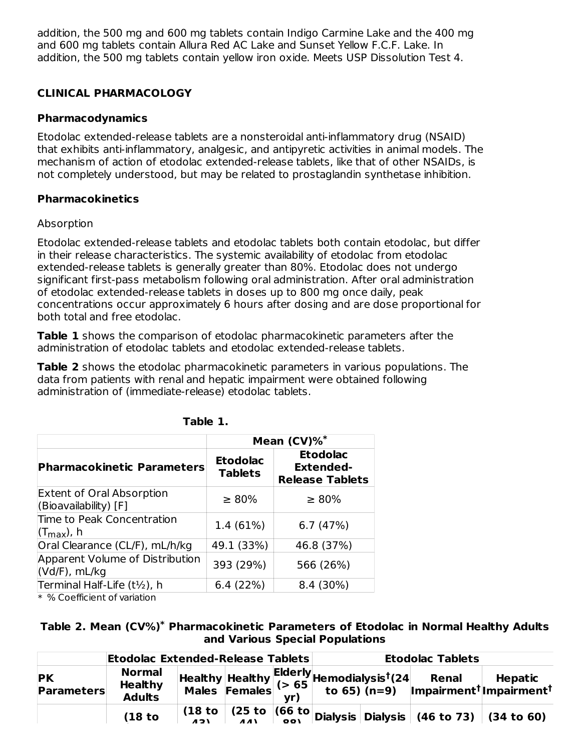addition, the 500 mg and 600 mg tablets contain Indigo Carmine Lake and the 400 mg and 600 mg tablets contain Allura Red AC Lake and Sunset Yellow F.C.F. Lake. In addition, the 500 mg tablets contain yellow iron oxide. Meets USP Dissolution Test 4.

## CLINICAL PHARMACOLOGY

### Pharmacodynamics

Etodolac extended-release tablets are a nonsteroidal anti-inflammatory drug (NSAID) that exhibits anti-inflammatory, analgesic, and antipyretic activities in animal models. The mechanism of action of etodolac extended-release tablets, like that of other NSAIDs, is not completely understood, but may be related to prostaglandin synthetase inhibition.

### Pharmacokinetics

Absorption

Etodolac extended-release tablets and etodolac tablets both contain etodolac, but differ in their release characteristics. The systemic availability of etodolac from etodolac extended-release tablets is generally greater than 80%. Etodolac does not undergo significant first-pass metabolism following oral administration. After oral administration of etodolac extended-release tablets in doses up to 800 mg once daily, peak concentrations occur approximately 6 hours after dosing and are dose proportional for both total and free etodolac.

**Table 1** shows the comparison of etodolac pharmacokinetic parameters after the administration of etodolac tablets and etodolac extended-release tablets.

**Table 2** shows the etodolac pharmacokinetic parameters in various populations. The data from patients with renal and hepatic impairment were obtained following administration of (immediate-release) etodolac tablets.

**Table 1.**

| | Mean (CV)%* | |
|---|---|---|
| **Pharmacokinetic Parameters** | **Etodolac Tablets** | **Etodolac Extended-Release Tablets** |
| Extent of Oral Absorption (Bioavailability) [F] | ≥ 80% | ≥ 80% |
| Time to Peak Concentration ($T_{max}$), h | 1.4 (61%) | 6.7 (47%) |
| Oral Clearance (CL/F), mL/h/kg | 49.1 (33%) | 46.8 (37%) |
| Apparent Volume of Distribution (Vd/F), mL/kg | 393 (29%) | 566 (26%) |
| Terminal Half-Life (t½), h | 6.4 (22%) | 8.4 (30%) |

\* % Coefficient of variation

**Table 2. Mean (CV%)* Pharmacokinetic Parameters of Etodolac in Normal Healthy Adults and Various Special Populations**

| | Etodolac Extended-Release Tablets | | | | Etodolac Tablets | | | |
|---|---|---|---|---|---|---|---|---|
| **PK Parameters** | **Normal Healthy Adults** | **Healthy Males** | **Healthy Females** | **Elderly (> 65 yr)** | **Hemodialysis† (24 to 65) (n=9)** | | **Renal Impairment†** | **Hepatic Impairment†** |
| | **(18 to** | **(18 to 43)** | **(25 to 44)** | **(66 to 88)** | **Dialysis** | **Dialysis** | **(46 to 73)** | **(34 to 60)** |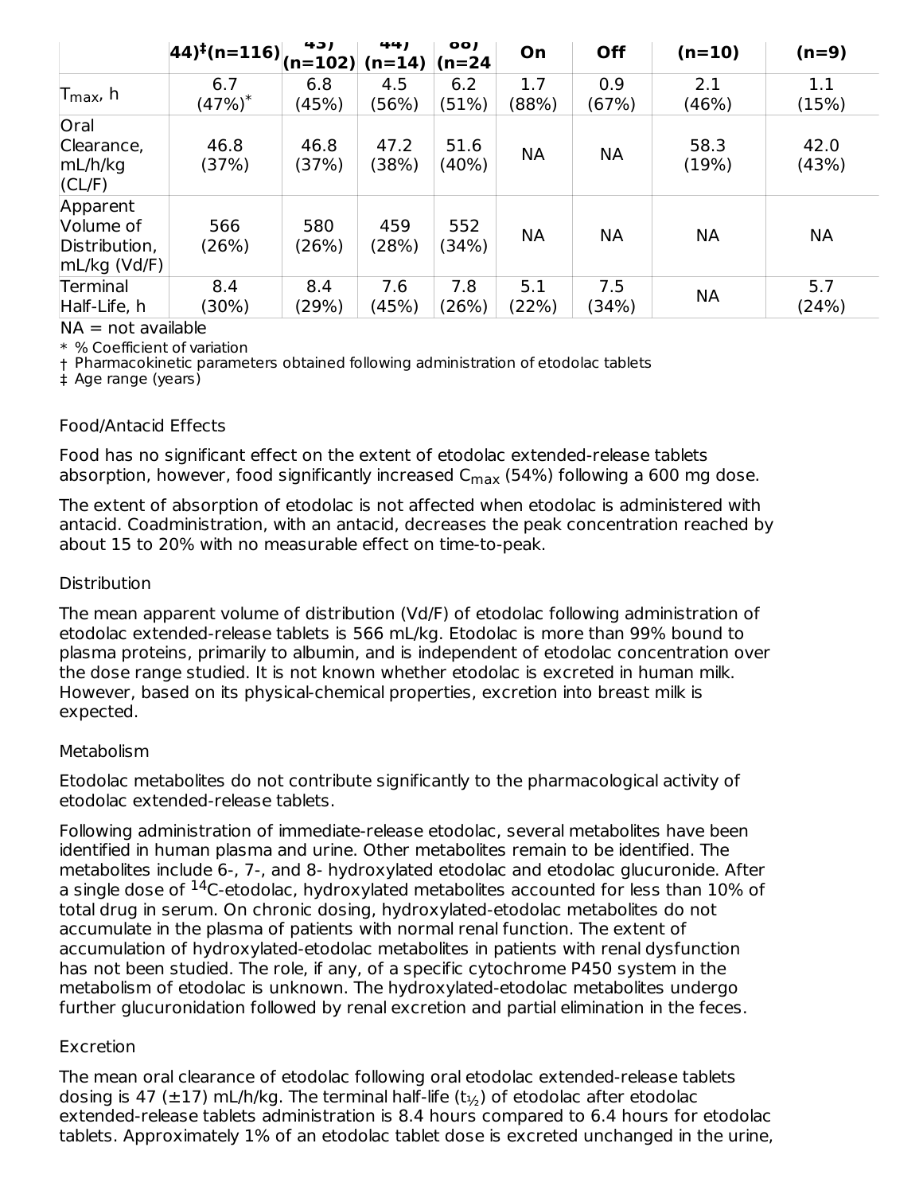| | 44)[‡](n=116) | 45) (n=102) | 44) (n=14) | 88) (n=24 | On | Off | (n=10) | (n=9) |
|---|---|---|---|---|---|---|---|---|
| $T_{max}$, h | 6.7 (47%)[*] | 6.8 (45%) | 4.5 (56%) | 6.2 (51%) | 1.7 (88%) | 0.9 (67%) | 2.1 (46%) | 1.1 (15%) |
| Oral Clearance, mL/h/kg (CL/F) | 46.8 (37%) | 46.8 (37%) | 47.2 (38%) | 51.6 (40%) | NA | NA | 58.3 (19%) | 42.0 (43%) |
| Apparent Volume of Distribution, mL/kg (Vd/F) | 566 (26%) | 580 (26%) | 459 (28%) | 552 (34%) | NA | NA | NA | NA |
| Terminal Half-Life, h | 8.4 (30%) | 8.4 (29%) | 7.6 (45%) | 7.8 (26%) | 5.1 (22%) | 7.5 (34%) | NA | 5.7 (24%) |

NA = not available

\* % Coefficient of variation

† Pharmacokinetic parameters obtained following administration of etodolac tablets

‡ Age range (years)

Food/Antacid Effects

Food has no significant effect on the extent of etodolac extended-release tablets absorption, however, food significantly increased $C_{max}$ (54%) following a 600 mg dose.

The extent of absorption of etodolac is not affected when etodolac is administered with antacid. Coadministration, with an antacid, decreases the peak concentration reached by about 15 to 20% with no measurable effect on time-to-peak.

Distribution

The mean apparent volume of distribution (Vd/F) of etodolac following administration of etodolac extended-release tablets is 566 mL/kg. Etodolac is more than 99% bound to plasma proteins, primarily to albumin, and is independent of etodolac concentration over the dose range studied. It is not known whether etodolac is excreted in human milk. However, based on its physical-chemical properties, excretion into breast milk is expected.

Metabolism

Etodolac metabolites do not contribute significantly to the pharmacological activity of etodolac extended-release tablets.

Following administration of immediate-release etodolac, several metabolites have been identified in human plasma and urine. Other metabolites remain to be identified. The metabolites include 6-, 7-, and 8- hydroxylated etodolac and etodolac glucuronide. After a single dose of $^{14}$C-etodolac, hydroxylated metabolites accounted for less than 10% of total drug in serum. On chronic dosing, hydroxylated-etodolac metabolites do not accumulate in the plasma of patients with normal renal function. The extent of accumulation of hydroxylated-etodolac metabolites in patients with renal dysfunction has not been studied. The role, if any, of a specific cytochrome P450 system in the metabolism of etodolac is unknown. The hydroxylated-etodolac metabolites undergo further glucuronidation followed by renal excretion and partial elimination in the feces.

Excretion

The mean oral clearance of etodolac following oral etodolac extended-release tablets dosing is 47 (±17) mL/h/kg. The terminal half-life ($t_{1/2}$) of etodolac after etodolac extended-release tablets administration is 8.4 hours compared to 6.4 hours for etodolac tablets. Approximately 1% of an etodolac tablet dose is excreted unchanged in the urine,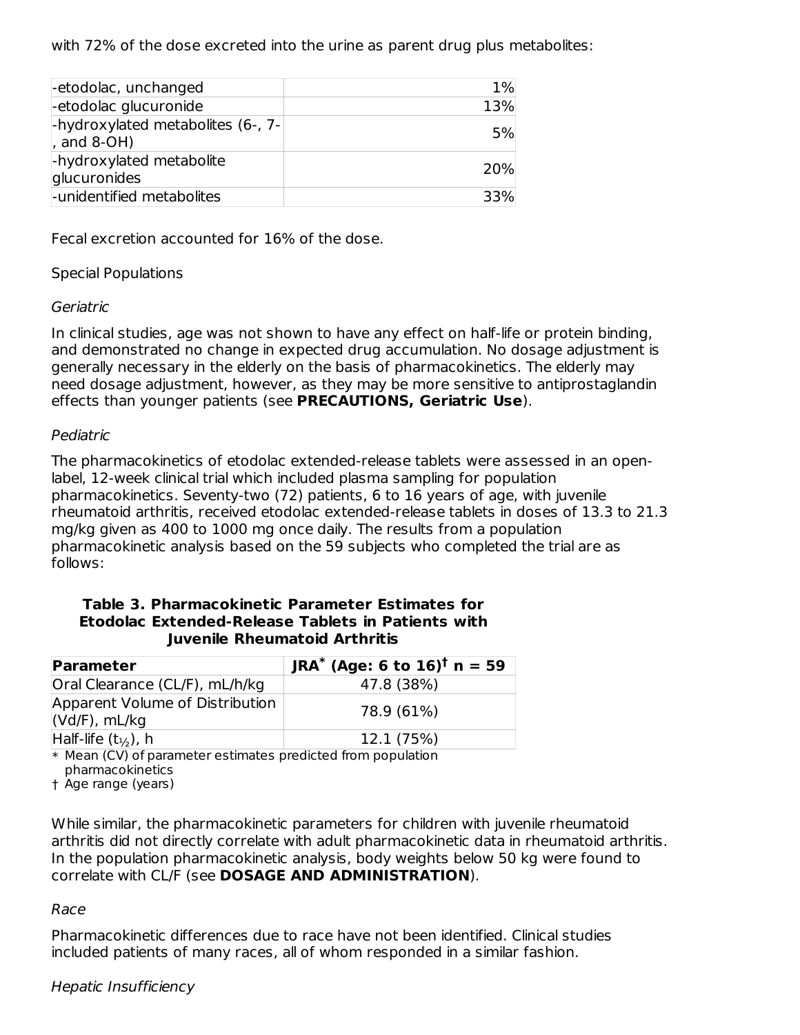with 72% of the dose excreted into the urine as parent drug plus metabolites:

| | |
|---|---|
| -etodolac, unchanged | 1% |
| -etodolac glucuronide | 13% |
| -hydroxylated metabolites (6-, 7-, and 8-OH) | 5% |
| -hydroxylated metabolite glucuronides | 20% |
| -unidentified metabolites | 33% |

Fecal excretion accounted for 16% of the dose.

Special Populations

*Geriatric*

In clinical studies, age was not shown to have any effect on half-life or protein binding, and demonstrated no change in expected drug accumulation. No dosage adjustment is generally necessary in the elderly on the basis of pharmacokinetics. The elderly may need dosage adjustment, however, as they may be more sensitive to antiprostaglandin effects than younger patients (see **PRECAUTIONS, Geriatric Use**).

*Pediatric*

The pharmacokinetics of etodolac extended-release tablets were assessed in an open-label, 12-week clinical trial which included plasma sampling for population pharmacokinetics. Seventy-two (72) patients, 6 to 16 years of age, with juvenile rheumatoid arthritis, received etodolac extended-release tablets in doses of 13.3 to 21.3 mg/kg given as 400 to 1000 mg once daily. The results from a population pharmacokinetic analysis based on the 59 subjects who completed the trial are as follows:

**Table 3. Pharmacokinetic Parameter Estimates for Etodolac Extended-Release Tablets in Patients with Juvenile Rheumatoid Arthritis**

| Parameter | JRA* (Age: 6 to 16)† n = 59 |
|---|---|
| Oral Clearance (CL/F), mL/h/kg | 47.8 (38%) |
| Apparent Volume of Distribution (Vd/F), mL/kg | 78.9 (61%) |
| Half-life ($t_{½}$), h | 12.1 (75%) |

\* Mean (CV) of parameter estimates predicted from population pharmacokinetics
† Age range (years)

While similar, the pharmacokinetic parameters for children with juvenile rheumatoid arthritis did not directly correlate with adult pharmacokinetic data in rheumatoid arthritis. In the population pharmacokinetic analysis, body weights below 50 kg were found to correlate with CL/F (see **DOSAGE AND ADMINISTRATION**).

*Race*

Pharmacokinetic differences due to race have not been identified. Clinical studies included patients of many races, all of whom responded in a similar fashion.

*Hepatic Insufficiency*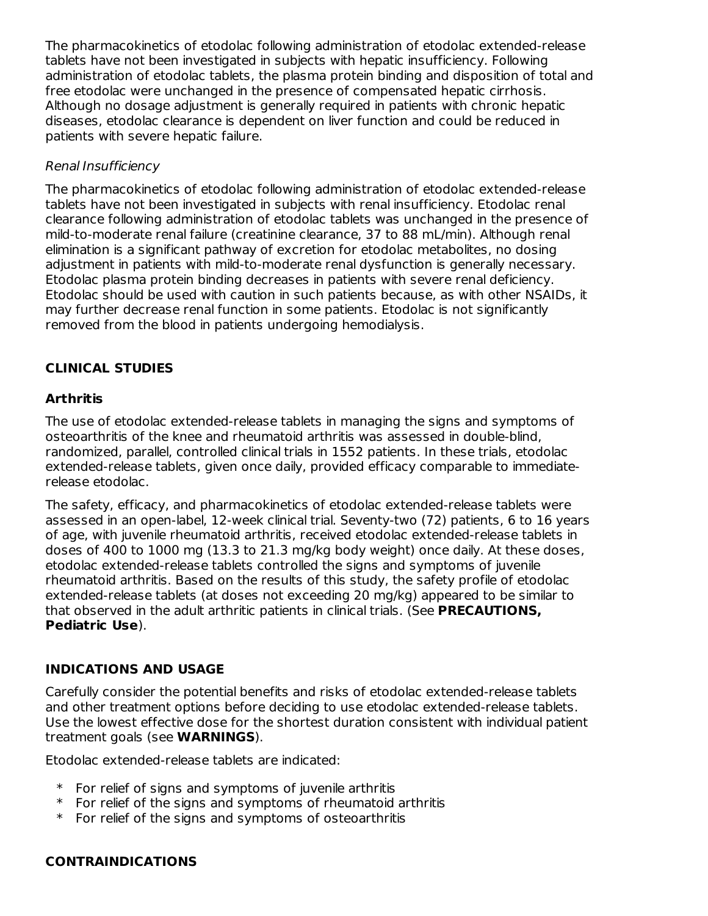The pharmacokinetics of etodolac following administration of etodolac extended-release tablets have not been investigated in subjects with hepatic insufficiency. Following administration of etodolac tablets, the plasma protein binding and disposition of total and free etodolac were unchanged in the presence of compensated hepatic cirrhosis. Although no dosage adjustment is generally required in patients with chronic hepatic diseases, etodolac clearance is dependent on liver function and could be reduced in patients with severe hepatic failure.

*Renal Insufficiency*

The pharmacokinetics of etodolac following administration of etodolac extended-release tablets have not been investigated in subjects with renal insufficiency. Etodolac renal clearance following administration of etodolac tablets was unchanged in the presence of mild-to-moderate renal failure (creatinine clearance, 37 to 88 mL/min). Although renal elimination is a significant pathway of excretion for etodolac metabolites, no dosing adjustment in patients with mild-to-moderate renal dysfunction is generally necessary. Etodolac plasma protein binding decreases in patients with severe renal deficiency. Etodolac should be used with caution in such patients because, as with other NSAIDs, it may further decrease renal function in some patients. Etodolac is not significantly removed from the blood in patients undergoing hemodialysis.

## CLINICAL STUDIES

### Arthritis

The use of etodolac extended-release tablets in managing the signs and symptoms of osteoarthritis of the knee and rheumatoid arthritis was assessed in double-blind, randomized, parallel, controlled clinical trials in 1552 patients. In these trials, etodolac extended-release tablets, given once daily, provided efficacy comparable to immediate-release etodolac.

The safety, efficacy, and pharmacokinetics of etodolac extended-release tablets were assessed in an open-label, 12-week clinical trial. Seventy-two (72) patients, 6 to 16 years of age, with juvenile rheumatoid arthritis, received etodolac extended-release tablets in doses of 400 to 1000 mg (13.3 to 21.3 mg/kg body weight) once daily. At these doses, etodolac extended-release tablets controlled the signs and symptoms of juvenile rheumatoid arthritis. Based on the results of this study, the safety profile of etodolac extended-release tablets (at doses not exceeding 20 mg/kg) appeared to be similar to that observed in the adult arthritic patients in clinical trials. (See **PRECAUTIONS, Pediatric Use**).

## INDICATIONS AND USAGE

Carefully consider the potential benefits and risks of etodolac extended-release tablets and other treatment options before deciding to use etodolac extended-release tablets. Use the lowest effective dose for the shortest duration consistent with individual patient treatment goals (see **WARNINGS**).

Etodolac extended-release tablets are indicated:

* For relief of signs and symptoms of juvenile arthritis
* For relief of the signs and symptoms of rheumatoid arthritis
* For relief of the signs and symptoms of osteoarthritis

## CONTRAINDICATIONS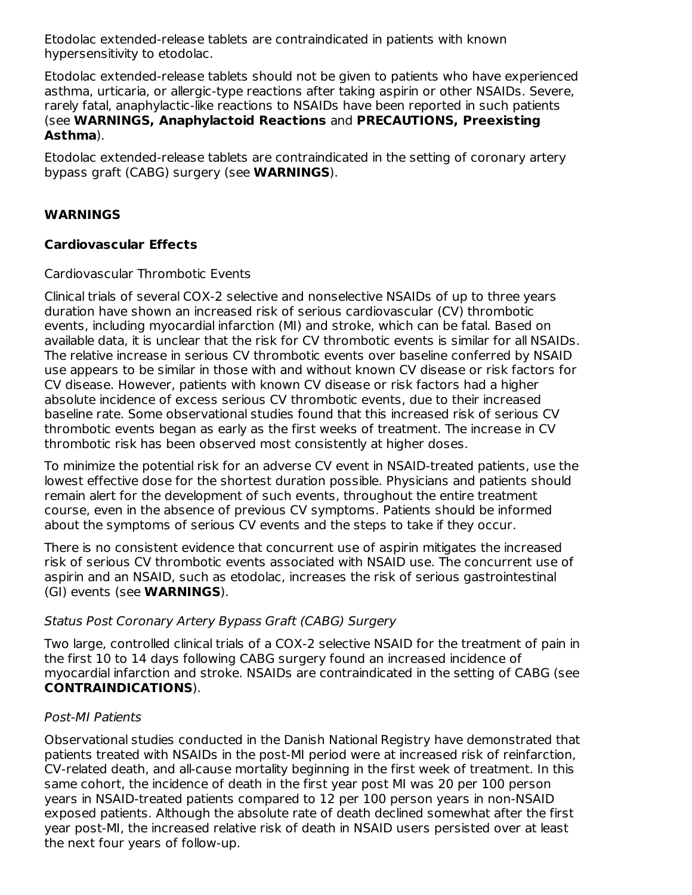Etodolac extended-release tablets are contraindicated in patients with known hypersensitivity to etodolac.

Etodolac extended-release tablets should not be given to patients who have experienced asthma, urticaria, or allergic-type reactions after taking aspirin or other NSAIDs. Severe, rarely fatal, anaphylactic-like reactions to NSAIDs have been reported in such patients (see **WARNINGS, Anaphylactoid Reactions** and **PRECAUTIONS, Preexisting Asthma**).

Etodolac extended-release tablets are contraindicated in the setting of coronary artery bypass graft (CABG) surgery (see **WARNINGS**).

## WARNINGS

### Cardiovascular Effects

Cardiovascular Thrombotic Events

Clinical trials of several COX-2 selective and nonselective NSAIDs of up to three years duration have shown an increased risk of serious cardiovascular (CV) thrombotic events, including myocardial infarction (MI) and stroke, which can be fatal. Based on available data, it is unclear that the risk for CV thrombotic events is similar for all NSAIDs. The relative increase in serious CV thrombotic events over baseline conferred by NSAID use appears to be similar in those with and without known CV disease or risk factors for CV disease. However, patients with known CV disease or risk factors had a higher absolute incidence of excess serious CV thrombotic events, due to their increased baseline rate. Some observational studies found that this increased risk of serious CV thrombotic events began as early as the first weeks of treatment. The increase in CV thrombotic risk has been observed most consistently at higher doses.

To minimize the potential risk for an adverse CV event in NSAID-treated patients, use the lowest effective dose for the shortest duration possible. Physicians and patients should remain alert for the development of such events, throughout the entire treatment course, even in the absence of previous CV symptoms. Patients should be informed about the symptoms of serious CV events and the steps to take if they occur.

There is no consistent evidence that concurrent use of aspirin mitigates the increased risk of serious CV thrombotic events associated with NSAID use. The concurrent use of aspirin and an NSAID, such as etodolac, increases the risk of serious gastrointestinal (GI) events (see **WARNINGS**).

*Status Post Coronary Artery Bypass Graft (CABG) Surgery*

Two large, controlled clinical trials of a COX-2 selective NSAID for the treatment of pain in the first 10 to 14 days following CABG surgery found an increased incidence of myocardial infarction and stroke. NSAIDs are contraindicated in the setting of CABG (see **CONTRAINDICATIONS**).

*Post-MI Patients*

Observational studies conducted in the Danish National Registry have demonstrated that patients treated with NSAIDs in the post-MI period were at increased risk of reinfarction, CV-related death, and all-cause mortality beginning in the first week of treatment. In this same cohort, the incidence of death in the first year post MI was 20 per 100 person years in NSAID-treated patients compared to 12 per 100 person years in non-NSAID exposed patients. Although the absolute rate of death declined somewhat after the first year post-MI, the increased relative risk of death in NSAID users persisted over at least the next four years of follow-up.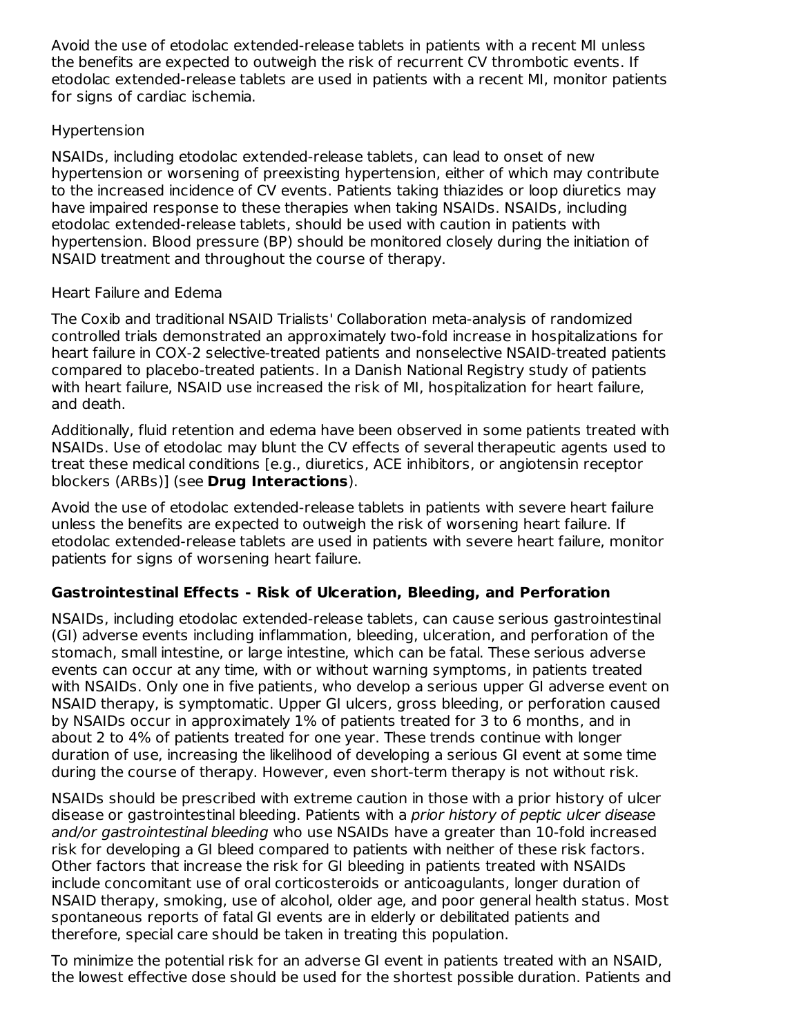Avoid the use of etodolac extended-release tablets in patients with a recent MI unless the benefits are expected to outweigh the risk of recurrent CV thrombotic events. If etodolac extended-release tablets are used in patients with a recent MI, monitor patients for signs of cardiac ischemia.

Hypertension

NSAIDs, including etodolac extended-release tablets, can lead to onset of new hypertension or worsening of preexisting hypertension, either of which may contribute to the increased incidence of CV events. Patients taking thiazides or loop diuretics may have impaired response to these therapies when taking NSAIDs. NSAIDs, including etodolac extended-release tablets, should be used with caution in patients with hypertension. Blood pressure (BP) should be monitored closely during the initiation of NSAID treatment and throughout the course of therapy.

Heart Failure and Edema

The Coxib and traditional NSAID Trialists' Collaboration meta-analysis of randomized controlled trials demonstrated an approximately two-fold increase in hospitalizations for heart failure in COX-2 selective-treated patients and nonselective NSAID-treated patients compared to placebo-treated patients. In a Danish National Registry study of patients with heart failure, NSAID use increased the risk of MI, hospitalization for heart failure, and death.

Additionally, fluid retention and edema have been observed in some patients treated with NSAIDs. Use of etodolac may blunt the CV effects of several therapeutic agents used to treat these medical conditions [e.g., diuretics, ACE inhibitors, or angiotensin receptor blockers (ARBs)] (see **Drug Interactions**).

Avoid the use of etodolac extended-release tablets in patients with severe heart failure unless the benefits are expected to outweigh the risk of worsening heart failure. If etodolac extended-release tablets are used in patients with severe heart failure, monitor patients for signs of worsening heart failure.

**Gastrointestinal Effects - Risk of Ulceration, Bleeding, and Perforation**

NSAIDs, including etodolac extended-release tablets, can cause serious gastrointestinal (GI) adverse events including inflammation, bleeding, ulceration, and perforation of the stomach, small intestine, or large intestine, which can be fatal. These serious adverse events can occur at any time, with or without warning symptoms, in patients treated with NSAIDs. Only one in five patients, who develop a serious upper GI adverse event on NSAID therapy, is symptomatic. Upper GI ulcers, gross bleeding, or perforation caused by NSAIDs occur in approximately 1% of patients treated for 3 to 6 months, and in about 2 to 4% of patients treated for one year. These trends continue with longer duration of use, increasing the likelihood of developing a serious GI event at some time during the course of therapy. However, even short-term therapy is not without risk.

NSAIDs should be prescribed with extreme caution in those with a prior history of ulcer disease or gastrointestinal bleeding. Patients with a *prior history of peptic ulcer disease and/or gastrointestinal bleeding* who use NSAIDs have a greater than 10-fold increased risk for developing a GI bleed compared to patients with neither of these risk factors. Other factors that increase the risk for GI bleeding in patients treated with NSAIDs include concomitant use of oral corticosteroids or anticoagulants, longer duration of NSAID therapy, smoking, use of alcohol, older age, and poor general health status. Most spontaneous reports of fatal GI events are in elderly or debilitated patients and therefore, special care should be taken in treating this population.

To minimize the potential risk for an adverse GI event in patients treated with an NSAID, the lowest effective dose should be used for the shortest possible duration. Patients and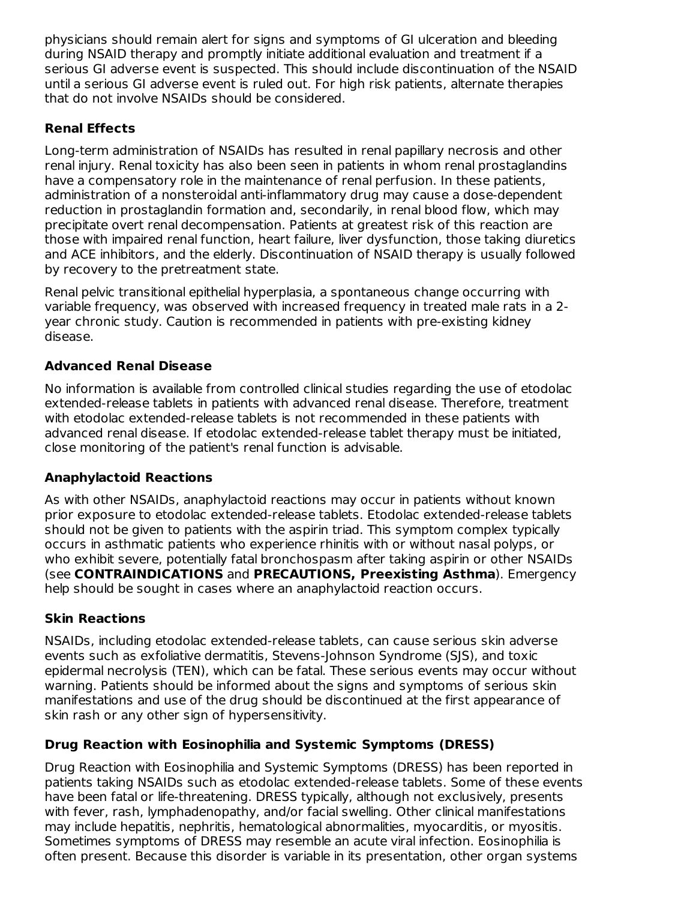physicians should remain alert for signs and symptoms of GI ulceration and bleeding during NSAID therapy and promptly initiate additional evaluation and treatment if a serious GI adverse event is suspected. This should include discontinuation of the NSAID until a serious GI adverse event is ruled out. For high risk patients, alternate therapies that do not involve NSAIDs should be considered.

### Renal Effects

Long-term administration of NSAIDs has resulted in renal papillary necrosis and other renal injury. Renal toxicity has also been seen in patients in whom renal prostaglandins have a compensatory role in the maintenance of renal perfusion. In these patients, administration of a nonsteroidal anti-inflammatory drug may cause a dose-dependent reduction in prostaglandin formation and, secondarily, in renal blood flow, which may precipitate overt renal decompensation. Patients at greatest risk of this reaction are those with impaired renal function, heart failure, liver dysfunction, those taking diuretics and ACE inhibitors, and the elderly. Discontinuation of NSAID therapy is usually followed by recovery to the pretreatment state.

Renal pelvic transitional epithelial hyperplasia, a spontaneous change occurring with variable frequency, was observed with increased frequency in treated male rats in a 2-year chronic study. Caution is recommended in patients with pre-existing kidney disease.

### Advanced Renal Disease

No information is available from controlled clinical studies regarding the use of etodolac extended-release tablets in patients with advanced renal disease. Therefore, treatment with etodolac extended-release tablets is not recommended in these patients with advanced renal disease. If etodolac extended-release tablet therapy must be initiated, close monitoring of the patient's renal function is advisable.

### Anaphylactoid Reactions

As with other NSAIDs, anaphylactoid reactions may occur in patients without known prior exposure to etodolac extended-release tablets. Etodolac extended-release tablets should not be given to patients with the aspirin triad. This symptom complex typically occurs in asthmatic patients who experience rhinitis with or without nasal polyps, or who exhibit severe, potentially fatal bronchospasm after taking aspirin or other NSAIDs (see **CONTRAINDICATIONS** and **PRECAUTIONS, Preexisting Asthma**). Emergency help should be sought in cases where an anaphylactoid reaction occurs.

### Skin Reactions

NSAIDs, including etodolac extended-release tablets, can cause serious skin adverse events such as exfoliative dermatitis, Stevens-Johnson Syndrome (SJS), and toxic epidermal necrolysis (TEN), which can be fatal. These serious events may occur without warning. Patients should be informed about the signs and symptoms of serious skin manifestations and use of the drug should be discontinued at the first appearance of skin rash or any other sign of hypersensitivity.

### Drug Reaction with Eosinophilia and Systemic Symptoms (DRESS)

Drug Reaction with Eosinophilia and Systemic Symptoms (DRESS) has been reported in patients taking NSAIDs such as etodolac extended-release tablets. Some of these events have been fatal or life-threatening. DRESS typically, although not exclusively, presents with fever, rash, lymphadenopathy, and/or facial swelling. Other clinical manifestations may include hepatitis, nephritis, hematological abnormalities, myocarditis, or myositis. Sometimes symptoms of DRESS may resemble an acute viral infection. Eosinophilia is often present. Because this disorder is variable in its presentation, other organ systems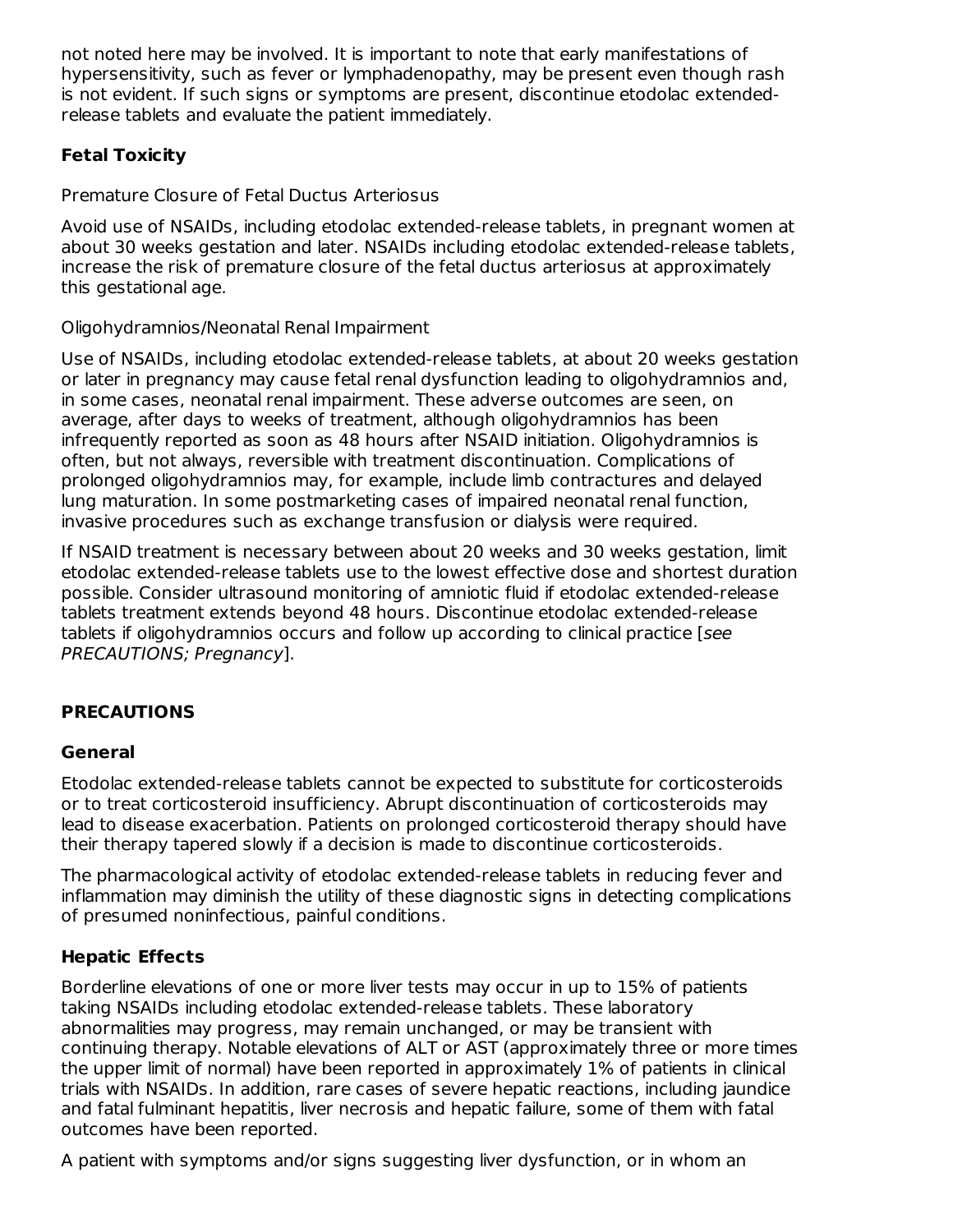not noted here may be involved. It is important to note that early manifestations of hypersensitivity, such as fever or lymphadenopathy, may be present even though rash is not evident. If such signs or symptoms are present, discontinue etodolac extended-release tablets and evaluate the patient immediately.

### Fetal Toxicity

Premature Closure of Fetal Ductus Arteriosus

Avoid use of NSAIDs, including etodolac extended-release tablets, in pregnant women at about 30 weeks gestation and later. NSAIDs including etodolac extended-release tablets, increase the risk of premature closure of the fetal ductus arteriosus at approximately this gestational age.

Oligohydramnios/Neonatal Renal Impairment

Use of NSAIDs, including etodolac extended-release tablets, at about 20 weeks gestation or later in pregnancy may cause fetal renal dysfunction leading to oligohydramnios and, in some cases, neonatal renal impairment. These adverse outcomes are seen, on average, after days to weeks of treatment, although oligohydramnios has been infrequently reported as soon as 48 hours after NSAID initiation. Oligohydramnios is often, but not always, reversible with treatment discontinuation. Complications of prolonged oligohydramnios may, for example, include limb contractures and delayed lung maturation. In some postmarketing cases of impaired neonatal renal function, invasive procedures such as exchange transfusion or dialysis were required.

If NSAID treatment is necessary between about 20 weeks and 30 weeks gestation, limit etodolac extended-release tablets use to the lowest effective dose and shortest duration possible. Consider ultrasound monitoring of amniotic fluid if etodolac extended-release tablets treatment extends beyond 48 hours. Discontinue etodolac extended-release tablets if oligohydramnios occurs and follow up according to clinical practice [*see PRECAUTIONS; Pregnancy*].

## PRECAUTIONS

### General

Etodolac extended-release tablets cannot be expected to substitute for corticosteroids or to treat corticosteroid insufficiency. Abrupt discontinuation of corticosteroids may lead to disease exacerbation. Patients on prolonged corticosteroid therapy should have their therapy tapered slowly if a decision is made to discontinue corticosteroids.

The pharmacological activity of etodolac extended-release tablets in reducing fever and inflammation may diminish the utility of these diagnostic signs in detecting complications of presumed noninfectious, painful conditions.

### Hepatic Effects

Borderline elevations of one or more liver tests may occur in up to 15% of patients taking NSAIDs including etodolac extended-release tablets. These laboratory abnormalities may progress, may remain unchanged, or may be transient with continuing therapy. Notable elevations of ALT or AST (approximately three or more times the upper limit of normal) have been reported in approximately 1% of patients in clinical trials with NSAIDs. In addition, rare cases of severe hepatic reactions, including jaundice and fatal fulminant hepatitis, liver necrosis and hepatic failure, some of them with fatal outcomes have been reported.

A patient with symptoms and/or signs suggesting liver dysfunction, or in whom an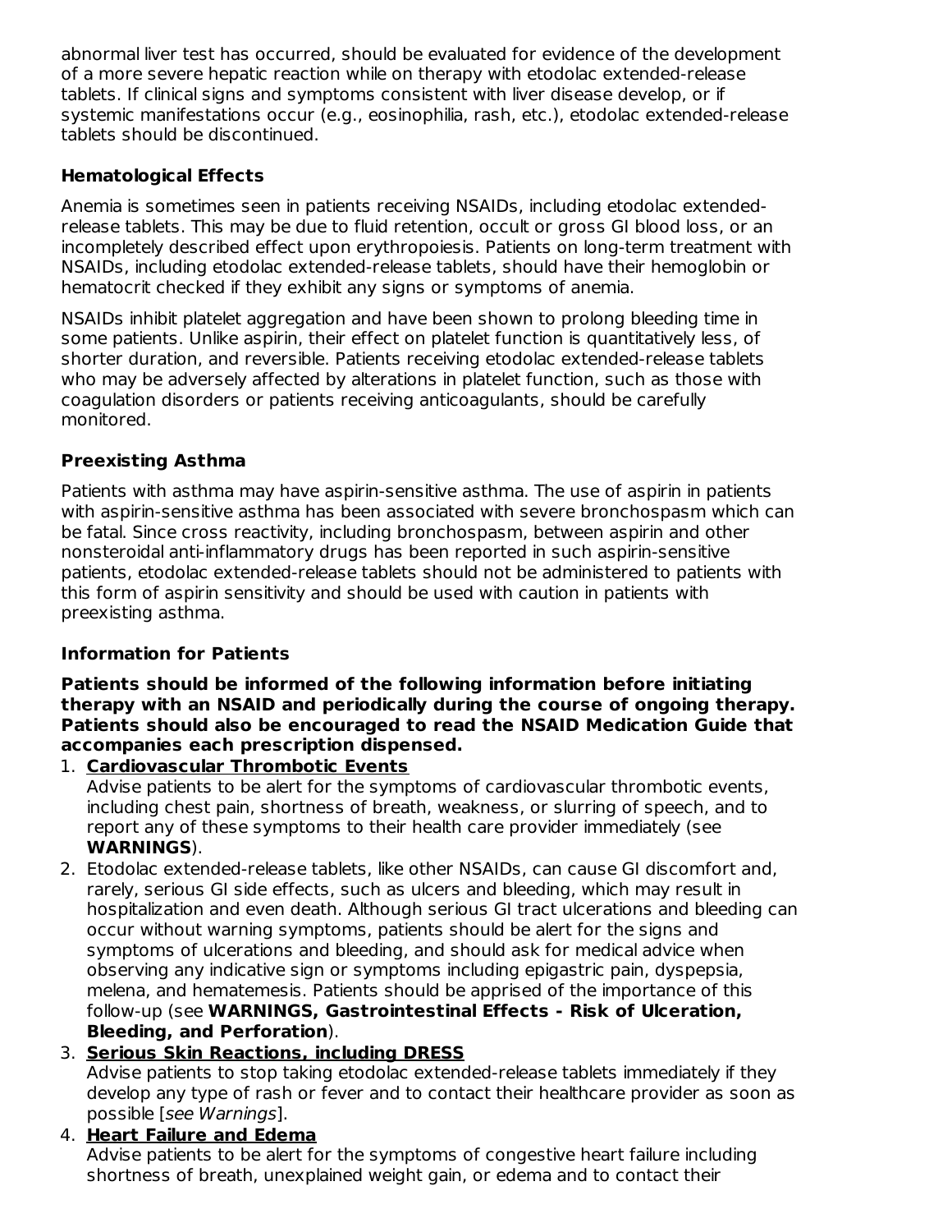abnormal liver test has occurred, should be evaluated for evidence of the development of a more severe hepatic reaction while on therapy with etodolac extended-release tablets. If clinical signs and symptoms consistent with liver disease develop, or if systemic manifestations occur (e.g., eosinophilia, rash, etc.), etodolac extended-release tablets should be discontinued.

### Hematological Effects

Anemia is sometimes seen in patients receiving NSAIDs, including etodolac extended-release tablets. This may be due to fluid retention, occult or gross GI blood loss, or an incompletely described effect upon erythropoiesis. Patients on long-term treatment with NSAIDs, including etodolac extended-release tablets, should have their hemoglobin or hematocrit checked if they exhibit any signs or symptoms of anemia.

NSAIDs inhibit platelet aggregation and have been shown to prolong bleeding time in some patients. Unlike aspirin, their effect on platelet function is quantitatively less, of shorter duration, and reversible. Patients receiving etodolac extended-release tablets who may be adversely affected by alterations in platelet function, such as those with coagulation disorders or patients receiving anticoagulants, should be carefully monitored.

### Preexisting Asthma

Patients with asthma may have aspirin-sensitive asthma. The use of aspirin in patients with aspirin-sensitive asthma has been associated with severe bronchospasm which can be fatal. Since cross reactivity, including bronchospasm, between aspirin and other nonsteroidal anti-inflammatory drugs has been reported in such aspirin-sensitive patients, etodolac extended-release tablets should not be administered to patients with this form of aspirin sensitivity and should be used with caution in patients with preexisting asthma.

### Information for Patients

**Patients should be informed of the following information before initiating therapy with an NSAID and periodically during the course of ongoing therapy. Patients should also be encouraged to read the NSAID Medication Guide that accompanies each prescription dispensed.**

1. **<u>Cardiovascular Thrombotic Events</u>**
   Advise patients to be alert for the symptoms of cardiovascular thrombotic events, including chest pain, shortness of breath, weakness, or slurring of speech, and to report any of these symptoms to their health care provider immediately (see **WARNINGS**).
2. Etodolac extended-release tablets, like other NSAIDs, can cause GI discomfort and, rarely, serious GI side effects, such as ulcers and bleeding, which may result in hospitalization and even death. Although serious GI tract ulcerations and bleeding can occur without warning symptoms, patients should be alert for the signs and symptoms of ulcerations and bleeding, and should ask for medical advice when observing any indicative sign or symptoms including epigastric pain, dyspepsia, melena, and hematemesis. Patients should be apprised of the importance of this follow-up (see **WARNINGS, Gastrointestinal Effects - Risk of Ulceration, Bleeding, and Perforation**).
3. **<u>Serious Skin Reactions, including DRESS</u>**
   Advise patients to stop taking etodolac extended-release tablets immediately if they develop any type of rash or fever and to contact their healthcare provider as soon as possible [*see Warnings*].
4. **<u>Heart Failure and Edema</u>**
   Advise patients to be alert for the symptoms of congestive heart failure including shortness of breath, unexplained weight gain, or edema and to contact their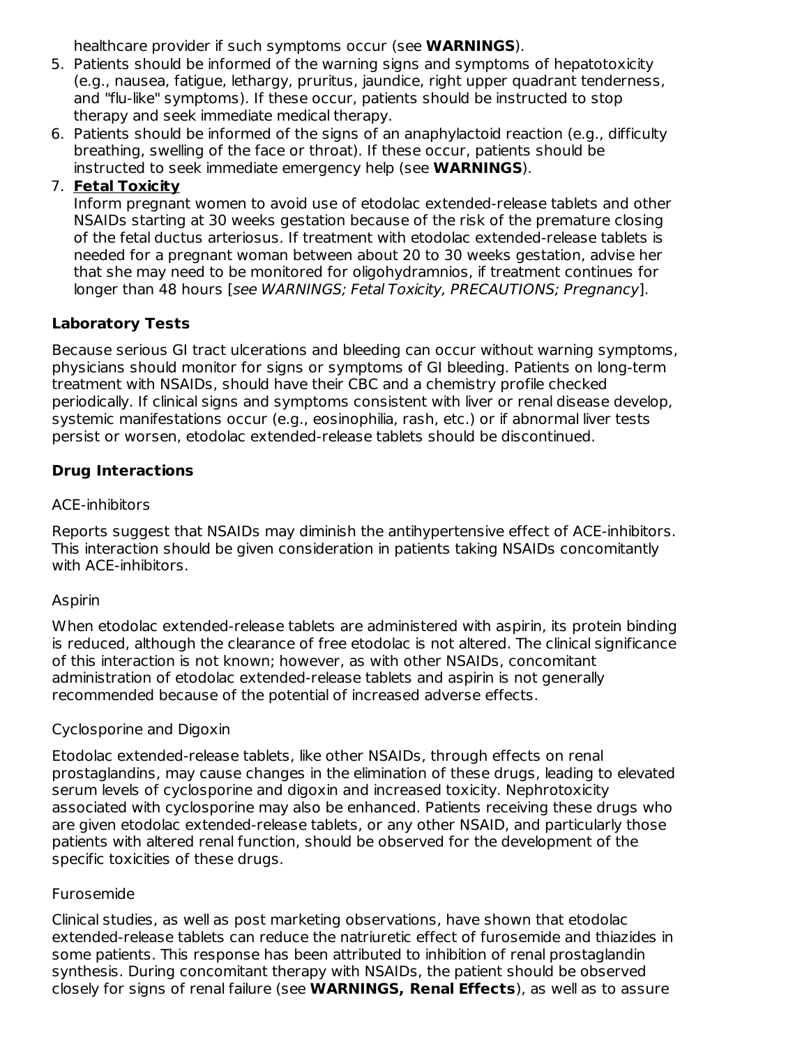healthcare provider if such symptoms occur (see **WARNINGS**).

5. Patients should be informed of the warning signs and symptoms of hepatotoxicity (e.g., nausea, fatigue, lethargy, pruritus, jaundice, right upper quadrant tenderness, and "flu-like" symptoms). If these occur, patients should be instructed to stop therapy and seek immediate medical therapy.
6. Patients should be informed of the signs of an anaphylactoid reaction (e.g., difficulty breathing, swelling of the face or throat). If these occur, patients should be instructed to seek immediate emergency help (see **WARNINGS**).
7. **Fetal Toxicity**
   Inform pregnant women to avoid use of etodolac extended-release tablets and other NSAIDs starting at 30 weeks gestation because of the risk of the premature closing of the fetal ductus arteriosus. If treatment with etodolac extended-release tablets is needed for a pregnant woman between about 20 to 30 weeks gestation, advise her that she may need to be monitored for oligohydramnios, if treatment continues for longer than 48 hours [*see WARNINGS; Fetal Toxicity, PRECAUTIONS; Pregnancy*].

**Laboratory Tests**

Because serious GI tract ulcerations and bleeding can occur without warning symptoms, physicians should monitor for signs or symptoms of GI bleeding. Patients on long-term treatment with NSAIDs, should have their CBC and a chemistry profile checked periodically. If clinical signs and symptoms consistent with liver or renal disease develop, systemic manifestations occur (e.g., eosinophilia, rash, etc.) or if abnormal liver tests persist or worsen, etodolac extended-release tablets should be discontinued.

**Drug Interactions**

ACE-inhibitors

Reports suggest that NSAIDs may diminish the antihypertensive effect of ACE-inhibitors. This interaction should be given consideration in patients taking NSAIDs concomitantly with ACE-inhibitors.

Aspirin

When etodolac extended-release tablets are administered with aspirin, its protein binding is reduced, although the clearance of free etodolac is not altered. The clinical significance of this interaction is not known; however, as with other NSAIDs, concomitant administration of etodolac extended-release tablets and aspirin is not generally recommended because of the potential of increased adverse effects.

Cyclosporine and Digoxin

Etodolac extended-release tablets, like other NSAIDs, through effects on renal prostaglandins, may cause changes in the elimination of these drugs, leading to elevated serum levels of cyclosporine and digoxin and increased toxicity. Nephrotoxicity associated with cyclosporine may also be enhanced. Patients receiving these drugs who are given etodolac extended-release tablets, or any other NSAID, and particularly those patients with altered renal function, should be observed for the development of the specific toxicities of these drugs.

Furosemide

Clinical studies, as well as post marketing observations, have shown that etodolac extended-release tablets can reduce the natriuretic effect of furosemide and thiazides in some patients. This response has been attributed to inhibition of renal prostaglandin synthesis. During concomitant therapy with NSAIDs, the patient should be observed closely for signs of renal failure (see **WARNINGS, Renal Effects**), as well as to assure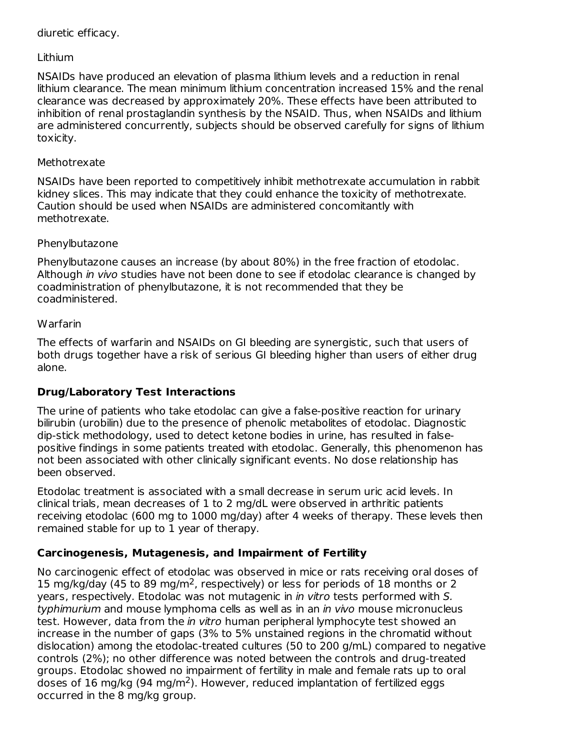diuretic efficacy.

Lithium

NSAIDs have produced an elevation of plasma lithium levels and a reduction in renal lithium clearance. The mean minimum lithium concentration increased 15% and the renal clearance was decreased by approximately 20%. These effects have been attributed to inhibition of renal prostaglandin synthesis by the NSAID. Thus, when NSAIDs and lithium are administered concurrently, subjects should be observed carefully for signs of lithium toxicity.

Methotrexate

NSAIDs have been reported to competitively inhibit methotrexate accumulation in rabbit kidney slices. This may indicate that they could enhance the toxicity of methotrexate. Caution should be used when NSAIDs are administered concomitantly with methotrexate.

Phenylbutazone

Phenylbutazone causes an increase (by about 80%) in the free fraction of etodolac. Although *in vivo* studies have not been done to see if etodolac clearance is changed by coadministration of phenylbutazone, it is not recommended that they be coadministered.

Warfarin

The effects of warfarin and NSAIDs on GI bleeding are synergistic, such that users of both drugs together have a risk of serious GI bleeding higher than users of either drug alone.

**Drug/Laboratory Test Interactions**

The urine of patients who take etodolac can give a false-positive reaction for urinary bilirubin (urobilin) due to the presence of phenolic metabolites of etodolac. Diagnostic dip-stick methodology, used to detect ketone bodies in urine, has resulted in false-positive findings in some patients treated with etodolac. Generally, this phenomenon has not been associated with other clinically significant events. No dose relationship has been observed.

Etodolac treatment is associated with a small decrease in serum uric acid levels. In clinical trials, mean decreases of 1 to 2 mg/dL were observed in arthritic patients receiving etodolac (600 mg to 1000 mg/day) after 4 weeks of therapy. These levels then remained stable for up to 1 year of therapy.

**Carcinogenesis, Mutagenesis, and Impairment of Fertility**

No carcinogenic effect of etodolac was observed in mice or rats receiving oral doses of 15 mg/kg/day (45 to 89 mg/m$^2$, respectively) or less for periods of 18 months or 2 years, respectively. Etodolac was not mutagenic in *in vitro* tests performed with *S. typhimurium* and mouse lymphoma cells as well as in an *in vivo* mouse micronucleus test. However, data from the *in vitro* human peripheral lymphocyte test showed an increase in the number of gaps (3% to 5% unstained regions in the chromatid without dislocation) among the etodolac-treated cultures (50 to 200 g/mL) compared to negative controls (2%); no other difference was noted between the controls and drug-treated groups. Etodolac showed no impairment of fertility in male and female rats up to oral doses of 16 mg/kg (94 mg/m$^2$). However, reduced implantation of fertilized eggs occurred in the 8 mg/kg group.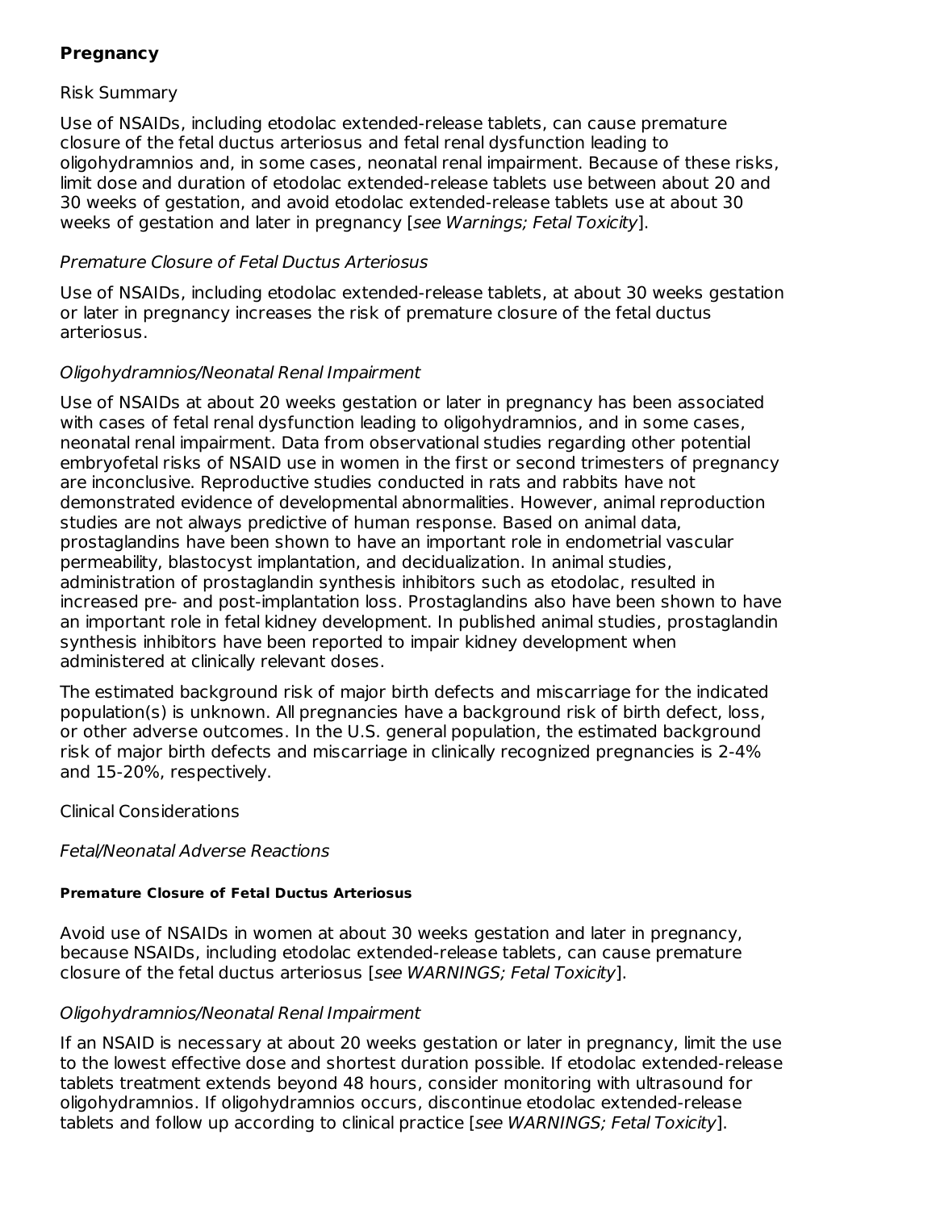### Pregnancy

Risk Summary

Use of NSAIDs, including etodolac extended-release tablets, can cause premature closure of the fetal ductus arteriosus and fetal renal dysfunction leading to oligohydramnios and, in some cases, neonatal renal impairment. Because of these risks, limit dose and duration of etodolac extended-release tablets use between about 20 and 30 weeks of gestation, and avoid etodolac extended-release tablets use at about 30 weeks of gestation and later in pregnancy [*see Warnings; Fetal Toxicity*].

*Premature Closure of Fetal Ductus Arteriosus*

Use of NSAIDs, including etodolac extended-release tablets, at about 30 weeks gestation or later in pregnancy increases the risk of premature closure of the fetal ductus arteriosus.

*Oligohydramnios/Neonatal Renal Impairment*

Use of NSAIDs at about 20 weeks gestation or later in pregnancy has been associated with cases of fetal renal dysfunction leading to oligohydramnios, and in some cases, neonatal renal impairment. Data from observational studies regarding other potential embryofetal risks of NSAID use in women in the first or second trimesters of pregnancy are inconclusive. Reproductive studies conducted in rats and rabbits have not demonstrated evidence of developmental abnormalities. However, animal reproduction studies are not always predictive of human response. Based on animal data, prostaglandins have been shown to have an important role in endometrial vascular permeability, blastocyst implantation, and decidualization. In animal studies, administration of prostaglandin synthesis inhibitors such as etodolac, resulted in increased pre- and post-implantation loss. Prostaglandins also have been shown to have an important role in fetal kidney development. In published animal studies, prostaglandin synthesis inhibitors have been reported to impair kidney development when administered at clinically relevant doses.

The estimated background risk of major birth defects and miscarriage for the indicated population(s) is unknown. All pregnancies have a background risk of birth defect, loss, or other adverse outcomes. In the U.S. general population, the estimated background risk of major birth defects and miscarriage in clinically recognized pregnancies is 2-4% and 15-20%, respectively.

Clinical Considerations

*Fetal/Neonatal Adverse Reactions*

**Premature Closure of Fetal Ductus Arteriosus**

Avoid use of NSAIDs in women at about 30 weeks gestation and later in pregnancy, because NSAIDs, including etodolac extended-release tablets, can cause premature closure of the fetal ductus arteriosus [*see WARNINGS; Fetal Toxicity*].

*Oligohydramnios/Neonatal Renal Impairment*

If an NSAID is necessary at about 20 weeks gestation or later in pregnancy, limit the use to the lowest effective dose and shortest duration possible. If etodolac extended-release tablets treatment extends beyond 48 hours, consider monitoring with ultrasound for oligohydramnios. If oligohydramnios occurs, discontinue etodolac extended-release tablets and follow up according to clinical practice [*see WARNINGS; Fetal Toxicity*].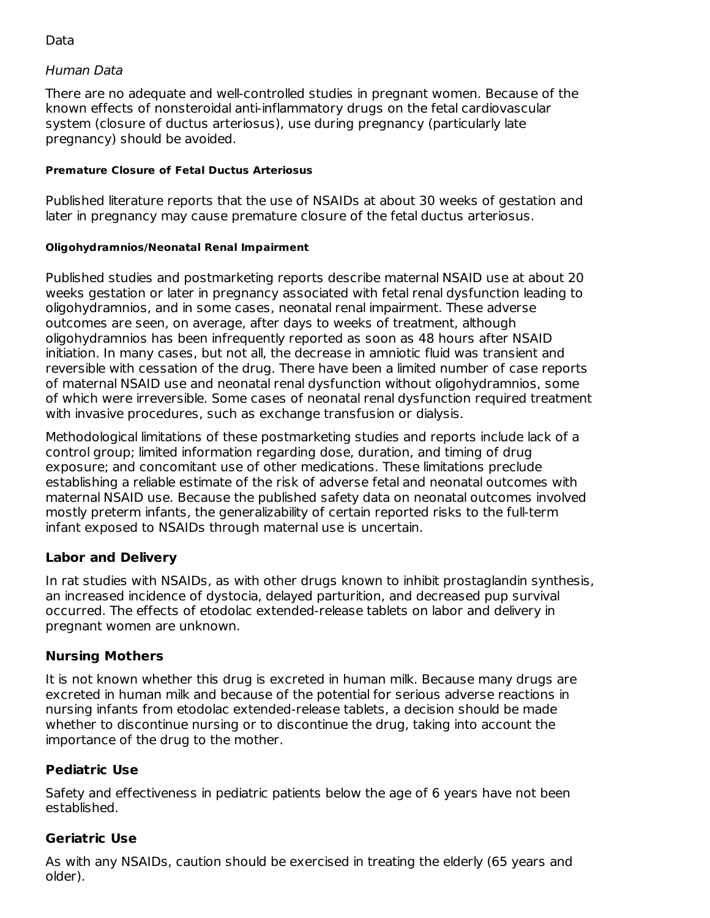Data

*Human Data*

There are no adequate and well-controlled studies in pregnant women. Because of the known effects of nonsteroidal anti-inflammatory drugs on the fetal cardiovascular system (closure of ductus arteriosus), use during pregnancy (particularly late pregnancy) should be avoided.

#### Premature Closure of Fetal Ductus Arteriosus

Published literature reports that the use of NSAIDs at about 30 weeks of gestation and later in pregnancy may cause premature closure of the fetal ductus arteriosus.

#### Oligohydramnios/Neonatal Renal Impairment

Published studies and postmarketing reports describe maternal NSAID use at about 20 weeks gestation or later in pregnancy associated with fetal renal dysfunction leading to oligohydramnios, and in some cases, neonatal renal impairment. These adverse outcomes are seen, on average, after days to weeks of treatment, although oligohydramnios has been infrequently reported as soon as 48 hours after NSAID initiation. In many cases, but not all, the decrease in amniotic fluid was transient and reversible with cessation of the drug. There have been a limited number of case reports of maternal NSAID use and neonatal renal dysfunction without oligohydramnios, some of which were irreversible. Some cases of neonatal renal dysfunction required treatment with invasive procedures, such as exchange transfusion or dialysis.

Methodological limitations of these postmarketing studies and reports include lack of a control group; limited information regarding dose, duration, and timing of drug exposure; and concomitant use of other medications. These limitations preclude establishing a reliable estimate of the risk of adverse fetal and neonatal outcomes with maternal NSAID use. Because the published safety data on neonatal outcomes involved mostly preterm infants, the generalizability of certain reported risks to the full-term infant exposed to NSAIDs through maternal use is uncertain.

### Labor and Delivery

In rat studies with NSAIDs, as with other drugs known to inhibit prostaglandin synthesis, an increased incidence of dystocia, delayed parturition, and decreased pup survival occurred. The effects of etodolac extended-release tablets on labor and delivery in pregnant women are unknown.

### Nursing Mothers

It is not known whether this drug is excreted in human milk. Because many drugs are excreted in human milk and because of the potential for serious adverse reactions in nursing infants from etodolac extended-release tablets, a decision should be made whether to discontinue nursing or to discontinue the drug, taking into account the importance of the drug to the mother.

### Pediatric Use

Safety and effectiveness in pediatric patients below the age of 6 years have not been established.

### Geriatric Use

As with any NSAIDs, caution should be exercised in treating the elderly (65 years and older).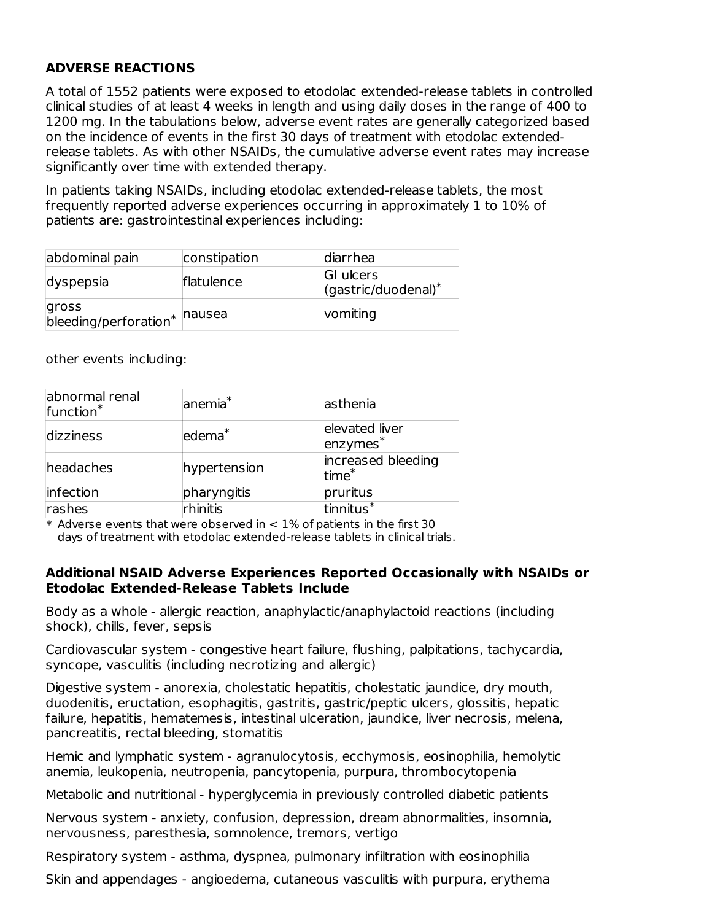## ADVERSE REACTIONS

A total of 1552 patients were exposed to etodolac extended-release tablets in controlled clinical studies of at least 4 weeks in length and using daily doses in the range of 400 to 1200 mg. In the tabulations below, adverse event rates are generally categorized based on the incidence of events in the first 30 days of treatment with etodolac extended-release tablets. As with other NSAIDs, the cumulative adverse event rates may increase significantly over time with extended therapy.

In patients taking NSAIDs, including etodolac extended-release tablets, the most frequently reported adverse experiences occurring in approximately 1 to 10% of patients are: gastrointestinal experiences including:

| | | |
|---|---|---|
| abdominal pain | constipation | diarrhea |
| dyspepsia | flatulence | GI ulcers (gastric/duodenal)* |
| gross bleeding/perforation* | nausea | vomiting |

other events including:

| | | |
|---|---|---|
| abnormal renal function* | anemia* | asthenia |
| dizziness | edema* | elevated liver enzymes* |
| headaches | hypertension | increased bleeding time* |
| infection | pharyngitis | pruritus |
| rashes | rhinitis | tinnitus* |

\* Adverse events that were observed in < 1% of patients in the first 30 days of treatment with etodolac extended-release tablets in clinical trials.

**Additional NSAID Adverse Experiences Reported Occasionally with NSAIDs or Etodolac Extended-Release Tablets Include**

Body as a whole - allergic reaction, anaphylactic/anaphylactoid reactions (including shock), chills, fever, sepsis

Cardiovascular system - congestive heart failure, flushing, palpitations, tachycardia, syncope, vasculitis (including necrotizing and allergic)

Digestive system - anorexia, cholestatic hepatitis, cholestatic jaundice, dry mouth, duodenitis, eructation, esophagitis, gastritis, gastric/peptic ulcers, glossitis, hepatic failure, hepatitis, hematemesis, intestinal ulceration, jaundice, liver necrosis, melena, pancreatitis, rectal bleeding, stomatitis

Hemic and lymphatic system - agranulocytosis, ecchymosis, eosinophilia, hemolytic anemia, leukopenia, neutropenia, pancytopenia, purpura, thrombocytopenia

Metabolic and nutritional - hyperglycemia in previously controlled diabetic patients

Nervous system - anxiety, confusion, depression, dream abnormalities, insomnia, nervousness, paresthesia, somnolence, tremors, vertigo

Respiratory system - asthma, dyspnea, pulmonary infiltration with eosinophilia

Skin and appendages - angioedema, cutaneous vasculitis with purpura, erythema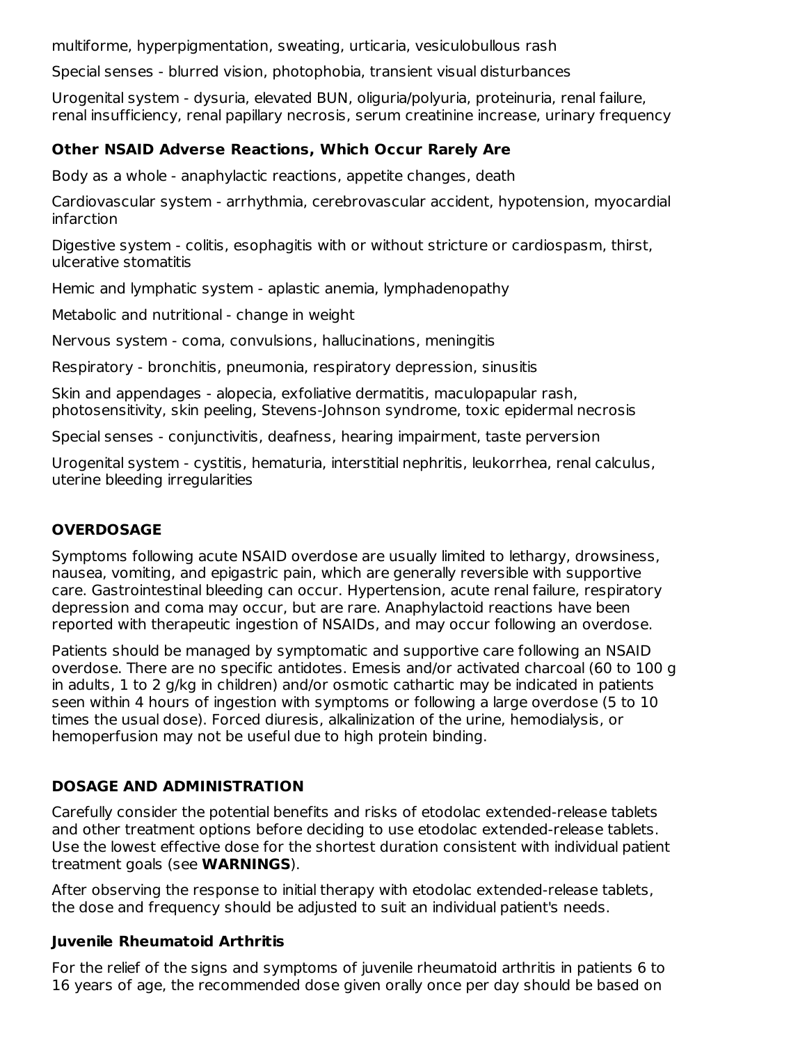multiforme, hyperpigmentation, sweating, urticaria, vesiculobullous rash

Special senses - blurred vision, photophobia, transient visual disturbances

Urogenital system - dysuria, elevated BUN, oliguria/polyuria, proteinuria, renal failure, renal insufficiency, renal papillary necrosis, serum creatinine increase, urinary frequency

**Other NSAID Adverse Reactions, Which Occur Rarely Are**

Body as a whole - anaphylactic reactions, appetite changes, death

Cardiovascular system - arrhythmia, cerebrovascular accident, hypotension, myocardial infarction

Digestive system - colitis, esophagitis with or without stricture or cardiospasm, thirst, ulcerative stomatitis

Hemic and lymphatic system - aplastic anemia, lymphadenopathy

Metabolic and nutritional - change in weight

Nervous system - coma, convulsions, hallucinations, meningitis

Respiratory - bronchitis, pneumonia, respiratory depression, sinusitis

Skin and appendages - alopecia, exfoliative dermatitis, maculopapular rash, photosensitivity, skin peeling, Stevens-Johnson syndrome, toxic epidermal necrosis

Special senses - conjunctivitis, deafness, hearing impairment, taste perversion

Urogenital system - cystitis, hematuria, interstitial nephritis, leukorrhea, renal calculus, uterine bleeding irregularities

## OVERDOSAGE

Symptoms following acute NSAID overdose are usually limited to lethargy, drowsiness, nausea, vomiting, and epigastric pain, which are generally reversible with supportive care. Gastrointestinal bleeding can occur. Hypertension, acute renal failure, respiratory depression and coma may occur, but are rare. Anaphylactoid reactions have been reported with therapeutic ingestion of NSAIDs, and may occur following an overdose.

Patients should be managed by symptomatic and supportive care following an NSAID overdose. There are no specific antidotes. Emesis and/or activated charcoal (60 to 100 g in adults, 1 to 2 g/kg in children) and/or osmotic cathartic may be indicated in patients seen within 4 hours of ingestion with symptoms or following a large overdose (5 to 10 times the usual dose). Forced diuresis, alkalinization of the urine, hemodialysis, or hemoperfusion may not be useful due to high protein binding.

## DOSAGE AND ADMINISTRATION

Carefully consider the potential benefits and risks of etodolac extended-release tablets and other treatment options before deciding to use etodolac extended-release tablets. Use the lowest effective dose for the shortest duration consistent with individual patient treatment goals (see **WARNINGS**).

After observing the response to initial therapy with etodolac extended-release tablets, the dose and frequency should be adjusted to suit an individual patient's needs.

### Juvenile Rheumatoid Arthritis

For the relief of the signs and symptoms of juvenile rheumatoid arthritis in patients 6 to 16 years of age, the recommended dose given orally once per day should be based on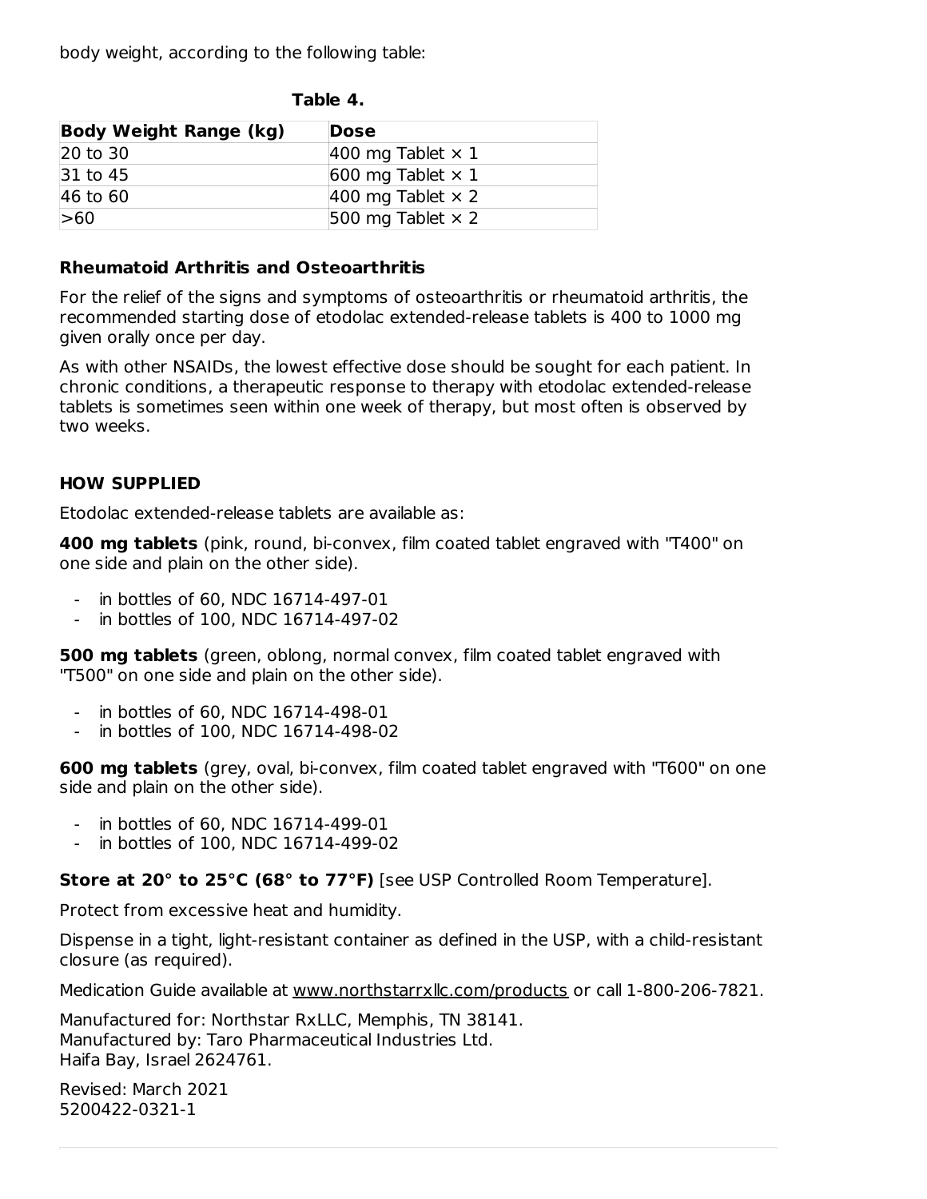body weight, according to the following table:

**Table 4.**

| Body Weight Range (kg) | Dose |
|---|---|
| 20 to 30 | 400 mg Tablet × 1 |
| 31 to 45 | 600 mg Tablet × 1 |
| 46 to 60 | 400 mg Tablet × 2 |
| >60 | 500 mg Tablet × 2 |

### Rheumatoid Arthritis and Osteoarthritis

For the relief of the signs and symptoms of osteoarthritis or rheumatoid arthritis, the recommended starting dose of etodolac extended-release tablets is 400 to 1000 mg given orally once per day.

As with other NSAIDs, the lowest effective dose should be sought for each patient. In chronic conditions, a therapeutic response to therapy with etodolac extended-release tablets is sometimes seen within one week of therapy, but most often is observed by two weeks.

## HOW SUPPLIED

Etodolac extended-release tablets are available as:

**400 mg tablets** (pink, round, bi-convex, film coated tablet engraved with "T400" on one side and plain on the other side).

- in bottles of 60, NDC 16714-497-01
- in bottles of 100, NDC 16714-497-02

**500 mg tablets** (green, oblong, normal convex, film coated tablet engraved with "T500" on one side and plain on the other side).

- in bottles of 60, NDC 16714-498-01
- in bottles of 100, NDC 16714-498-02

**600 mg tablets** (grey, oval, bi-convex, film coated tablet engraved with "T600" on one side and plain on the other side).

- in bottles of 60, NDC 16714-499-01
- in bottles of 100, NDC 16714-499-02

**Store at 20° to 25°C (68° to 77°F)** [see USP Controlled Room Temperature].

Protect from excessive heat and humidity.

Dispense in a tight, light-resistant container as defined in the USP, with a child-resistant closure (as required).

Medication Guide available at www.northstarrxllc.com/products or call 1-800-206-7821.

Manufactured for: Northstar RxLLC, Memphis, TN 38141.
Manufactured by: Taro Pharmaceutical Industries Ltd.
Haifa Bay, Israel 2624761.

Revised: March 2021
5200422-0321-1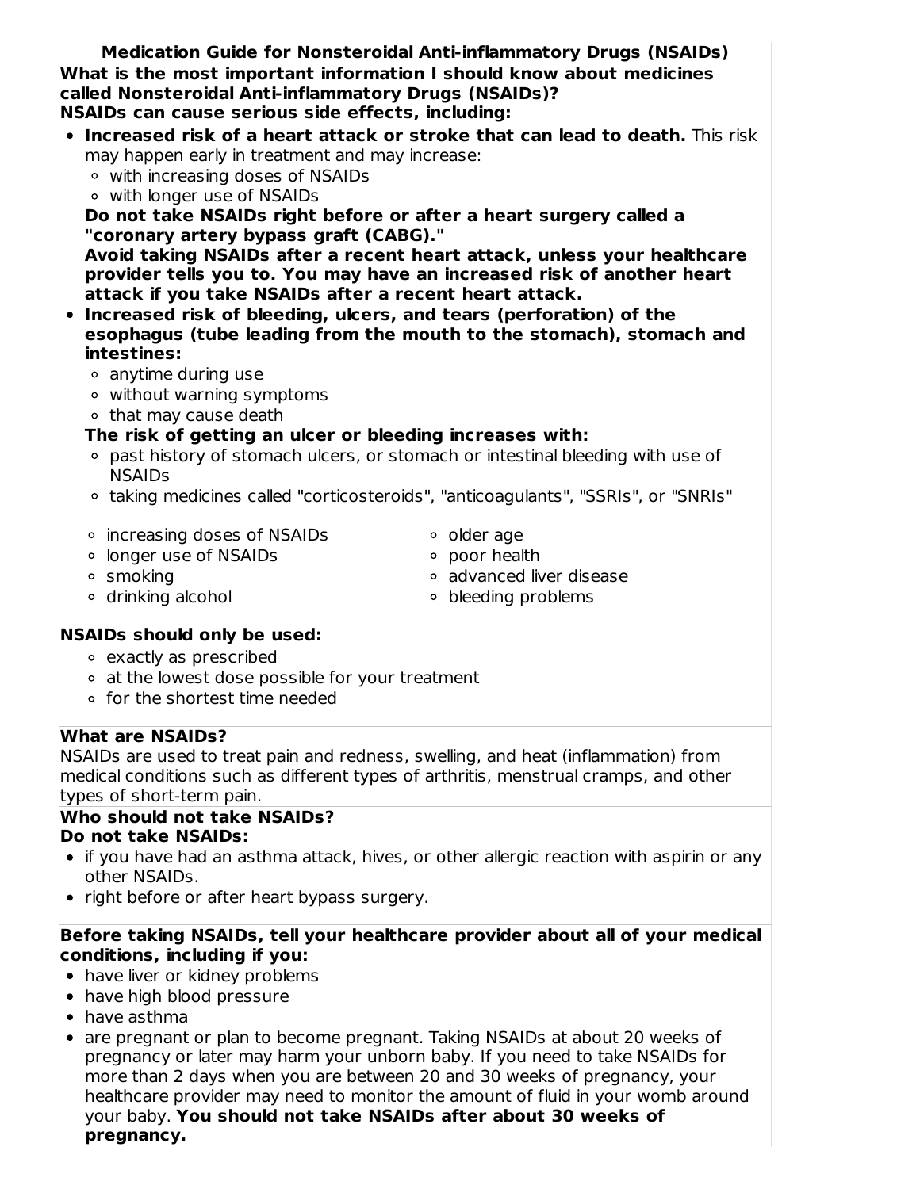**Medication Guide for Nonsteroidal Anti-inflammatory Drugs (NSAIDs)**

**What is the most important information I should know about medicines called Nonsteroidal Anti-inflammatory Drugs (NSAIDs)?**

**NSAIDs can cause serious side effects, including:**

- **Increased risk of a heart attack or stroke that can lead to death.** This risk may happen early in treatment and may increase:
  - with increasing doses of NSAIDs
  - with longer use of NSAIDs

  **Do not take NSAIDs right before or after a heart surgery called a "coronary artery bypass graft (CABG)."**

  **Avoid taking NSAIDs after a recent heart attack, unless your healthcare provider tells you to. You may have an increased risk of another heart attack if you take NSAIDs after a recent heart attack.**

- **Increased risk of bleeding, ulcers, and tears (perforation) of the esophagus (tube leading from the mouth to the stomach), stomach and intestines:**
  - anytime during use
  - without warning symptoms
  - that may cause death

  **The risk of getting an ulcer or bleeding increases with:**
  - past history of stomach ulcers, or stomach or intestinal bleeding with use of NSAIDs
  - taking medicines called "corticosteroids", "anticoagulants", "SSRIs", or "SNRIs"
  - increasing doses of NSAIDs
  - longer use of NSAIDs
  - smoking
  - drinking alcohol
  - older age
  - poor health
  - advanced liver disease
  - bleeding problems

**NSAIDs should only be used:**

- exactly as prescribed
- at the lowest dose possible for your treatment
- for the shortest time needed

**What are NSAIDs?**

NSAIDs are used to treat pain and redness, swelling, and heat (inflammation) from medical conditions such as different types of arthritis, menstrual cramps, and other types of short-term pain.

**Who should not take NSAIDs?**

**Do not take NSAIDs:**

- if you have had an asthma attack, hives, or other allergic reaction with aspirin or any other NSAIDs.
- right before or after heart bypass surgery.

**Before taking NSAIDs, tell your healthcare provider about all of your medical conditions, including if you:**

- have liver or kidney problems
- have high blood pressure
- have asthma
- are pregnant or plan to become pregnant. Taking NSAIDs at about 20 weeks of pregnancy or later may harm your unborn baby. If you need to take NSAIDs for more than 2 days when you are between 20 and 30 weeks of pregnancy, your healthcare provider may need to monitor the amount of fluid in your womb around your baby. **You should not take NSAIDs after about 30 weeks of pregnancy.**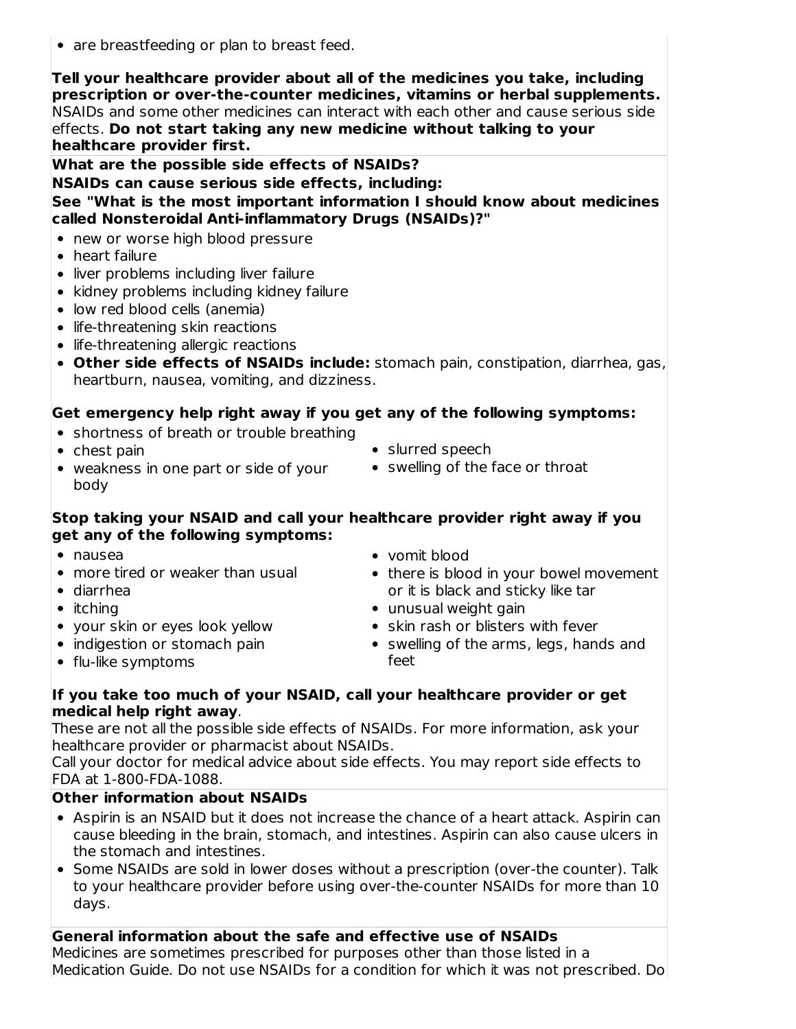- are breastfeeding or plan to breast feed.

**Tell your healthcare provider about all of the medicines you take, including prescription or over-the-counter medicines, vitamins or herbal supplements.** NSAIDs and some other medicines can interact with each other and cause serious side effects. **Do not start taking any new medicine without talking to your healthcare provider first.**

**What are the possible side effects of NSAIDs?**

**NSAIDs can cause serious side effects, including:**

**See "What is the most important information I should know about medicines called Nonsteroidal Anti-inflammatory Drugs (NSAIDs)?"**

- new or worse high blood pressure
- heart failure
- liver problems including liver failure
- kidney problems including kidney failure
- low red blood cells (anemia)
- life-threatening skin reactions
- life-threatening allergic reactions
- **Other side effects of NSAIDs include:** stomach pain, constipation, diarrhea, gas, heartburn, nausea, vomiting, and dizziness.

**Get emergency help right away if you get any of the following symptoms:**

- shortness of breath or trouble breathing
- chest pain
- weakness in one part or side of your body
- slurred speech
- swelling of the face or throat

**Stop taking your NSAID and call your healthcare provider right away if you get any of the following symptoms:**

- nausea
- more tired or weaker than usual
- diarrhea
- itching
- your skin or eyes look yellow
- indigestion or stomach pain
- flu-like symptoms
- vomit blood
- there is blood in your bowel movement or it is black and sticky like tar
- unusual weight gain
- skin rash or blisters with fever
- swelling of the arms, legs, hands and feet

**If you take too much of your NSAID, call your healthcare provider or get medical help right away**.

These are not all the possible side effects of NSAIDs. For more information, ask your healthcare provider or pharmacist about NSAIDs.

Call your doctor for medical advice about side effects. You may report side effects to FDA at 1-800-FDA-1088.

**Other information about NSAIDs**

- Aspirin is an NSAID but it does not increase the chance of a heart attack. Aspirin can cause bleeding in the brain, stomach, and intestines. Aspirin can also cause ulcers in the stomach and intestines.
- Some NSAIDs are sold in lower doses without a prescription (over-the counter). Talk to your healthcare provider before using over-the-counter NSAIDs for more than 10 days.

**General information about the safe and effective use of NSAIDs**

Medicines are sometimes prescribed for purposes other than those listed in a Medication Guide. Do not use NSAIDs for a condition for which it was not prescribed. Do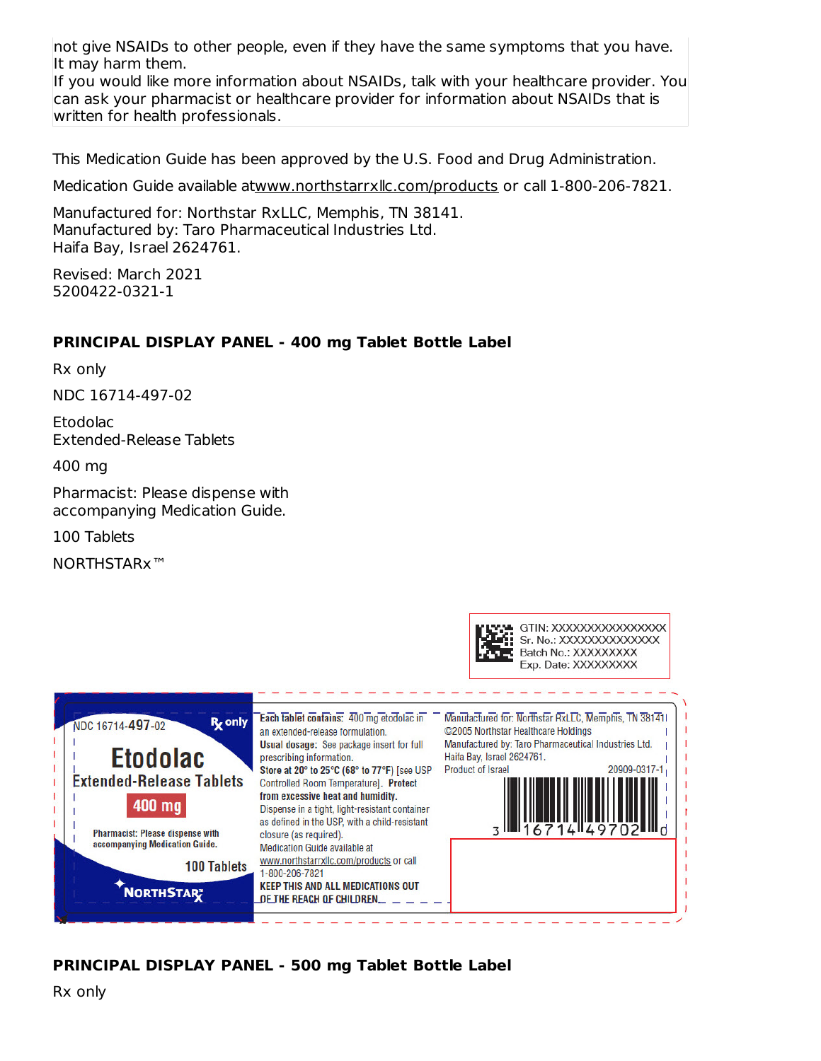not give NSAIDs to other people, even if they have the same symptoms that you have. It may harm them.
If you would like more information about NSAIDs, talk with your healthcare provider. You can ask your pharmacist or healthcare provider for information about NSAIDs that is written for health professionals.

This Medication Guide has been approved by the U.S. Food and Drug Administration.

Medication Guide available atwww.northstarrxllc.com/products or call 1-800-206-7821.

Manufactured for: Northstar RxLLC, Memphis, TN 38141.
Manufactured by: Taro Pharmaceutical Industries Ltd.
Haifa Bay, Israel 2624761.

Revised: March 2021
5200422-0321-1

**PRINCIPAL DISPLAY PANEL - 400 mg Tablet Bottle Label**

Rx only

NDC 16714-497-02

Etodolac
Extended-Release Tablets

400 mg

Pharmacist: Please dispense with accompanying Medication Guide.

100 Tablets

NORTHSTARx™

GTIN: XXXXXXXXXXXXXXXX
Sr. No.: XXXXXXXXXXXXXX
Batch No.: XXXXXXXXX
Exp. Date: XXXXXXXXX

NDC 16714-497-02 Rx only

Etodolac
Extended-Release Tablets
400 mg

Pharmacist: Please dispense with accompanying Medication Guide.

100 Tablets

NORTHSTAR Rx

**Each tablet contains:** 400 mg etodolac in an extended-release formulation.
**Usual dosage:** See package insert for full prescribing information.
**Store at 20° to 25°C (68° to 77°F)** [see USP Controlled Room Temperature]. **Protect from excessive heat and humidity.**
Dispense in a tight, light-resistant container as defined in the USP, with a child-resistant closure (as required).
Medication Guide available at www.northstarrxllc.com/products or call 1-800-206-7821
**KEEP THIS AND ALL MEDICATIONS OUT OF THE REACH OF CHILDREN.**

Manufactured for: Northstar RxLLC, Memphis, TN 38141
©2005 Northstar Healthcare Holdings
Manufactured by: Taro Pharmaceutical Industries Ltd.
Haifa Bay, Israel 2624761.
Product of Israel 20909-0317-1

3 16714 49702 0

**PRINCIPAL DISPLAY PANEL - 500 mg Tablet Bottle Label**

Rx only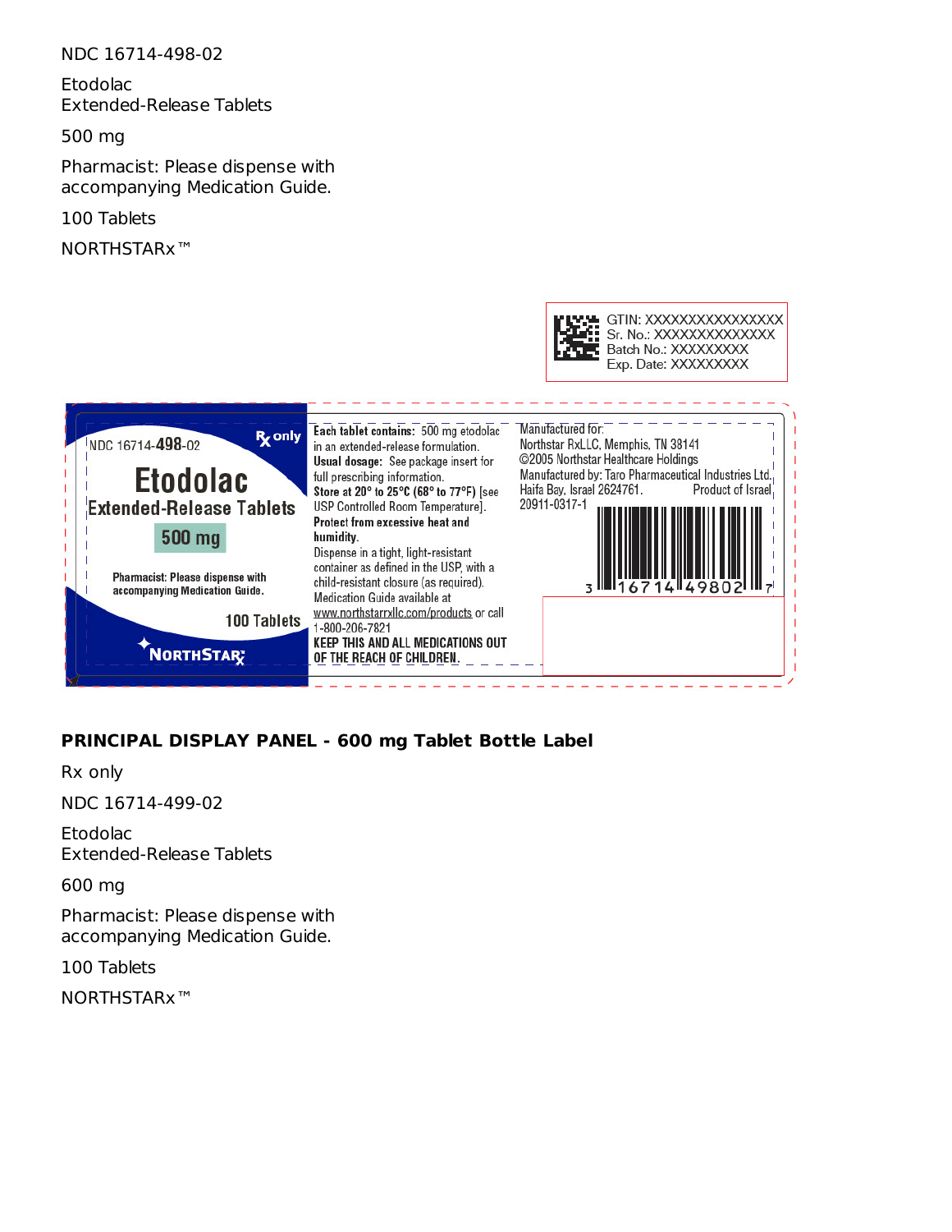NDC 16714-498-02

Etodolac
Extended-Release Tablets

500 mg

Pharmacist: Please dispense with accompanying Medication Guide.

100 Tablets

NORTHSTARx™

GTIN: XXXXXXXXXXXXXXX
Sr. No.: XXXXXXXXXXXXX
Batch No.: XXXXXXXXX
Exp. Date: XXXXXXXXX

NDC 16714-498-02

Rx only

Etodolac
Extended-Release Tablets

500 mg

Pharmacist: Please dispense with accompanying Medication Guide.

100 Tablets

NORTHSTAR Rx

**Each tablet contains:** 500 mg etodolac in an extended-release formulation.
**Usual dosage:** See package insert for full prescribing information.
**Store at 20° to 25°C (68° to 77°F)** [see USP Controlled Room Temperature].
**Protect from excessive heat and humidity.**
Dispense in a tight, light-resistant container as defined in the USP, with a child-resistant closure (as required).
Medication Guide available at www.northstarrxllc.com/products or call 1-800-206-7821
**KEEP THIS AND ALL MEDICATIONS OUT OF THE REACH OF CHILDREN.**

Manufactured for:
Northstar RxLLC, Memphis, TN 38141
©2005 Northstar Healthcare Holdings
Manufactured by: Taro Pharmaceutical Industries Ltd.
Haifa Bay, Israel 2624761. Product of Israel
20911-0317-1

3 16714 49802 7

**PRINCIPAL DISPLAY PANEL - 600 mg Tablet Bottle Label**

Rx only

NDC 16714-499-02

Etodolac
Extended-Release Tablets

600 mg

Pharmacist: Please dispense with accompanying Medication Guide.

100 Tablets

NORTHSTARx™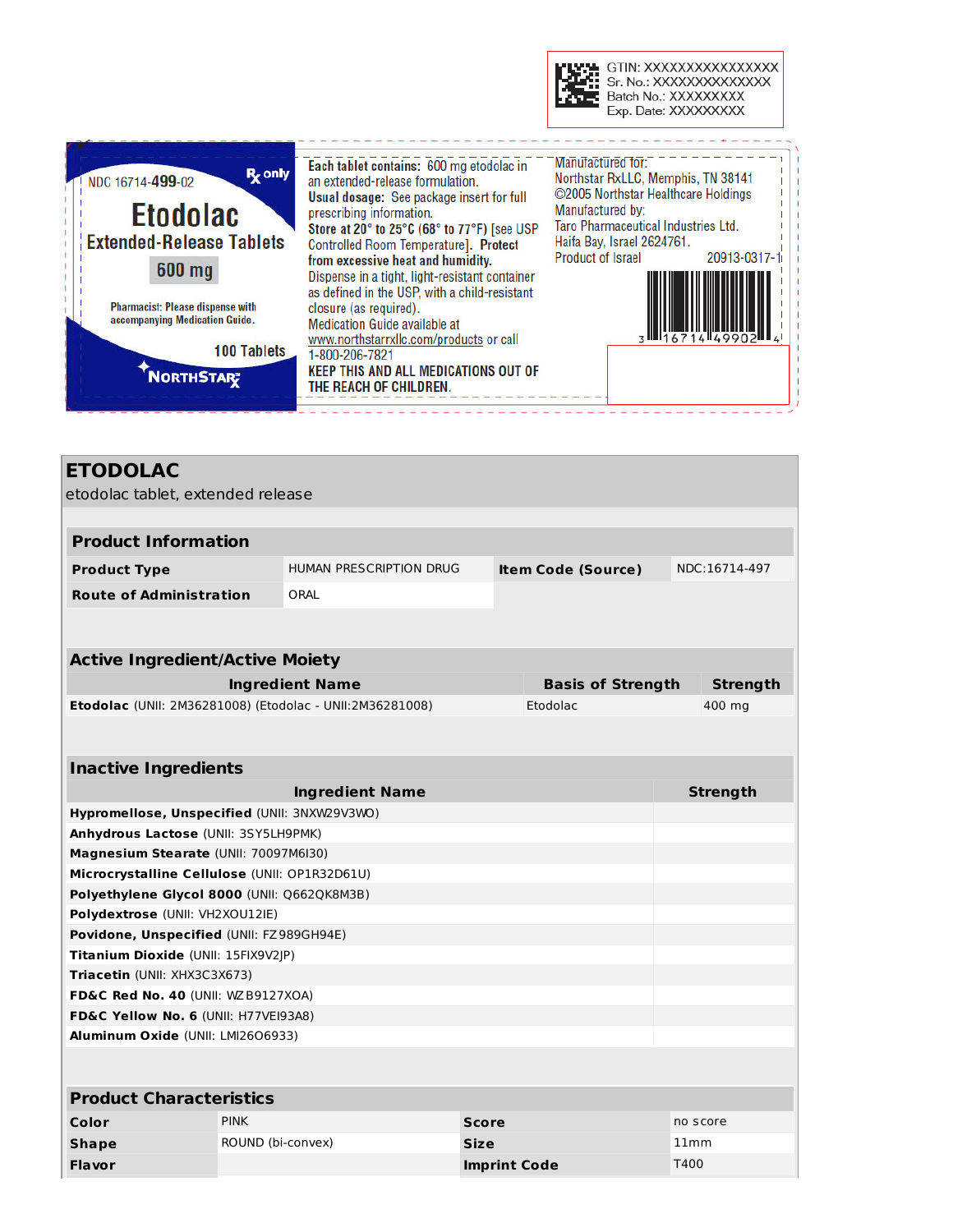GTIN: XXXXXXXXXXXXXXXX
Sr. No.: XXXXXXXXXXXXXX
Batch No.: XXXXXXXXX
Exp. Date: XXXXXXXXX

NDC 16714-**499**-02 Rx only

# Etodolac

## Extended-Release Tablets

**600 mg**

Pharmacist: Please dispense with accompanying Medication Guide.

100 Tablets

NORTHSTAR Rx

**Each tablet contains:** 600 mg etodolac in an extended-release formulation.

**Usual dosage:** See package insert for full prescribing information.

**Store at 20° to 25°C (68° to 77°F)** [see USP Controlled Room Temperature]. **Protect from excessive heat and humidity.**

Dispense in a tight, light-resistant container as defined in the USP, with a child-resistant closure (as required).

Medication Guide available at www.northstarrxllc.com/products or call 1-800-206-7821

**KEEP THIS AND ALL MEDICATIONS OUT OF THE REACH OF CHILDREN.**

Manufactured for:
Northstar RxLLC, Memphis, TN 38141
©2005 Northstar Healthcare Holdings
Manufactured by:
Taro Pharmaceutical Industries Ltd.
Haifa Bay, Israel 2624761.
Product of Israel 20913-0317-1

3 16714 49902 4

## ETODOLAC

etodolac tablet, extended release

| Product Information | | | |
|---|---|---|---|
| **Product Type** | HUMAN PRESCRIPTION DRUG | **Item Code (Source)** | NDC:16714-497 |
| **Route of Administration** | ORAL | | |

| Active Ingredient/Active Moiety | | |
|---|---|---|
| **Ingredient Name** | **Basis of Strength** | **Strength** |
| **Etodolac** (UNII: 2M36281008) (Etodolac - UNII:2M36281008) | Etodolac | 400 mg |

| Inactive Ingredients | |
|---|---|
| **Ingredient Name** | **Strength** |
| **Hypromellose, Unspecified** (UNII: 3NXW29V3WO) | |
| **Anhydrous Lactose** (UNII: 3SY5LH9PMK) | |
| **Magnesium Stearate** (UNII: 70097M6I30) | |
| **Microcrystalline Cellulose** (UNII: OP1R32D61U) | |
| **Polyethylene Glycol 8000** (UNII: Q662QK8M3B) | |
| **Polydextrose** (UNII: VH2XOU12IE) | |
| **Povidone, Unspecified** (UNII: FZ989GH94E) | |
| **Titanium Dioxide** (UNII: 15FIX9V2JP) | |
| **Triacetin** (UNII: XHX3C3X673) | |
| **FD&C Red No. 40** (UNII: WZB9127XOA) | |
| **FD&C Yellow No. 6** (UNII: H77VEI93A8) | |
| **Aluminum Oxide** (UNII: LMI26O6933) | |

| Product Characteristics | | | |
|---|---|---|---|
| **Color** | PINK | **Score** | no score |
| **Shape** | ROUND (bi-convex) | **Size** | 11mm |
| **Flavor** | | **Imprint Code** | T400 |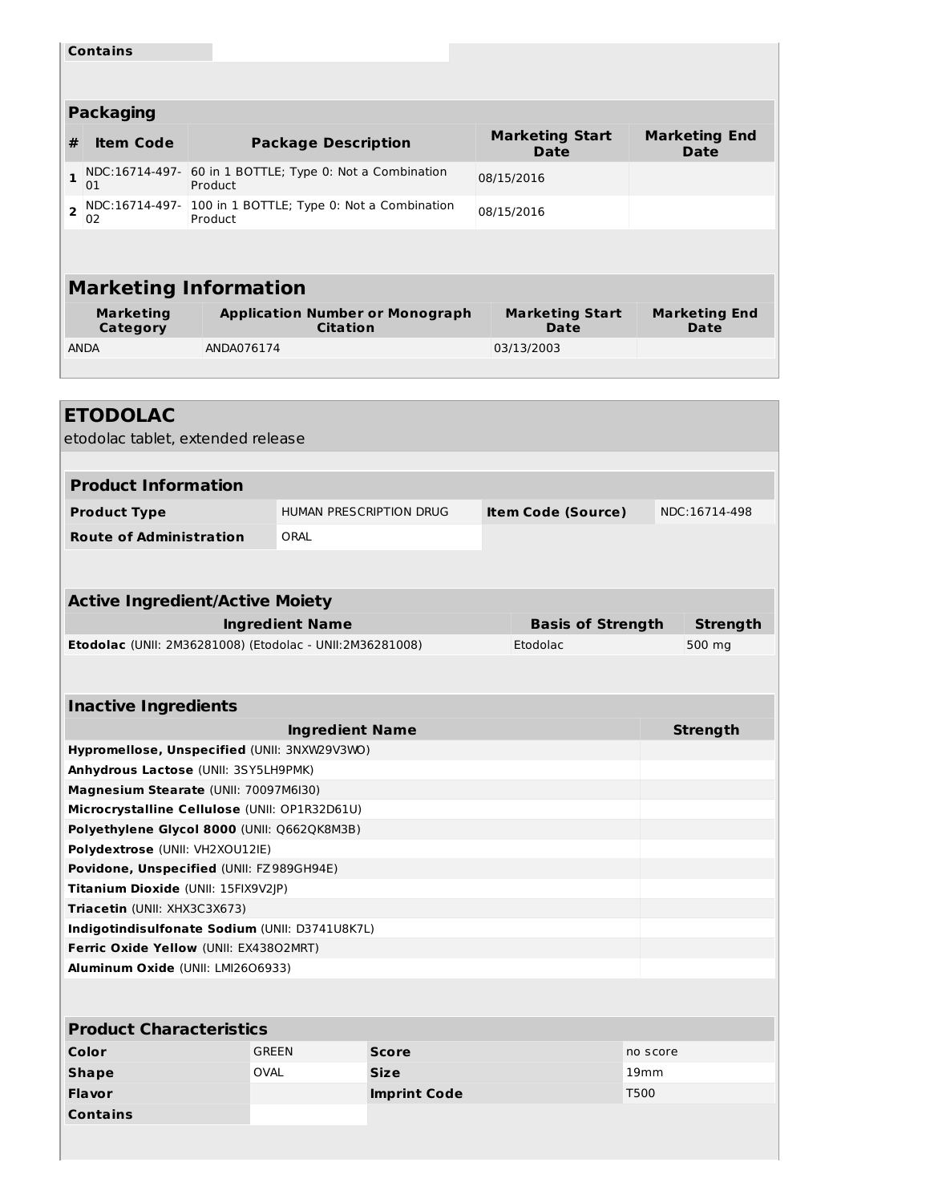| Contains | |
|---|---|

## Packaging

| # | Item Code | Package Description | Marketing Start Date | Marketing End Date |
|---|---|---|---|---|
| 1 | NDC:16714-497-01 | 60 in 1 BOTTLE; Type 0: Not a Combination Product | 08/15/2016 | |
| 2 | NDC:16714-497-02 | 100 in 1 BOTTLE; Type 0: Not a Combination Product | 08/15/2016 | |

## Marketing Information

| Marketing Category | Application Number or Monograph Citation | Marketing Start Date | Marketing End Date |
|---|---|---|---|
| ANDA | ANDA076174 | 03/13/2003 | |

# ETODOLAC

etodolac tablet, extended release

## Product Information

| Product Type | HUMAN PRESCRIPTION DRUG | Item Code (Source) | NDC:16714-498 |
|---|---|---|---|
| Route of Administration | ORAL | | |

## Active Ingredient/Active Moiety

| Ingredient Name | Basis of Strength | Strength |
|---|---|---|
| **Etodolac** (UNII: 2M36281008) (Etodolac - UNII:2M36281008) | Etodolac | 500 mg |

## Inactive Ingredients

| Ingredient Name | Strength |
|---|---|
| **Hypromellose, Unspecified** (UNII: 3NXW29V3WO) | |
| **Anhydrous Lactose** (UNII: 3SY5LH9PMK) | |
| **Magnesium Stearate** (UNII: 70097M6I30) | |
| **Microcrystalline Cellulose** (UNII: OP1R32D61U) | |
| **Polyethylene Glycol 8000** (UNII: Q662QK8M3B) | |
| **Polydextrose** (UNII: VH2XOU12IE) | |
| **Povidone, Unspecified** (UNII: FZ989GH94E) | |
| **Titanium Dioxide** (UNII: 15FIX9V2JP) | |
| **Triacetin** (UNII: XHX3C3X673) | |
| **Indigotindisulfonate Sodium** (UNII: D3741U8K7L) | |
| **Ferric Oxide Yellow** (UNII: EX438O2MRT) | |
| **Aluminum Oxide** (UNII: LMI26O6933) | |

## Product Characteristics

| Color | GREEN | Score | no score |
|---|---|---|---|
| Shape | OVAL | Size | 19mm |
| Flavor | | Imprint Code | T500 |
| Contains | | | |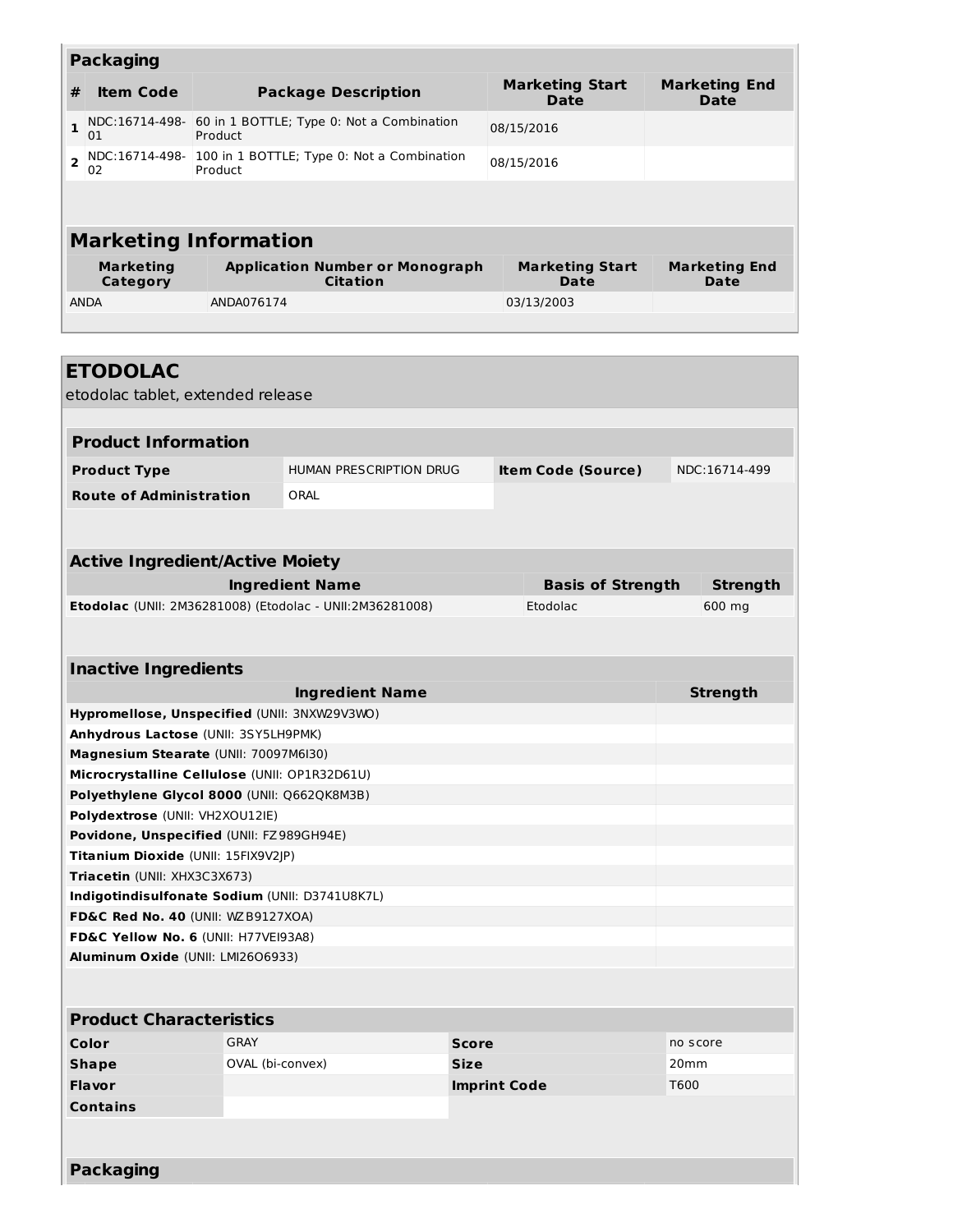## Packaging

| # | Item Code | Package Description | Marketing Start Date | Marketing End Date |
|---|---|---|---|---|
| 1 | NDC:16714-498-01 | 60 in 1 BOTTLE; Type 0: Not a Combination Product | 08/15/2016 | |
| 2 | NDC:16714-498-02 | 100 in 1 BOTTLE; Type 0: Not a Combination Product | 08/15/2016 | |

## Marketing Information

| Marketing Category | Application Number or Monograph Citation | Marketing Start Date | Marketing End Date |
|---|---|---|---|
| ANDA | ANDA076174 | 03/13/2003 | |

# ETODOLAC

etodolac tablet, extended release

## Product Information

| | | | |
|---|---|---|---|
| **Product Type** | HUMAN PRESCRIPTION DRUG | **Item Code (Source)** | NDC:16714-499 |
| **Route of Administration** | ORAL | | |

## Active Ingredient/Active Moiety

| Ingredient Name | Basis of Strength | Strength |
|---|---|---|
| **Etodolac** (UNII: 2M36281008) (Etodolac - UNII:2M36281008) | Etodolac | 600 mg |

## Inactive Ingredients

| Ingredient Name | Strength |
|---|---|
| **Hypromellose, Unspecified** (UNII: 3NXW29V3WO) | |
| **Anhydrous Lactose** (UNII: 3SY5LH9PMK) | |
| **Magnesium Stearate** (UNII: 70097M6I30) | |
| **Microcrystalline Cellulose** (UNII: OP1R32D61U) | |
| **Polyethylene Glycol 8000** (UNII: Q662QK8M3B) | |
| **Polydextrose** (UNII: VH2XOU12IE) | |
| **Povidone, Unspecified** (UNII: FZ989GH94E) | |
| **Titanium Dioxide** (UNII: 15FIX9V2JP) | |
| **Triacetin** (UNII: XHX3C3X673) | |
| **Indigotindisulfonate Sodium** (UNII: D3741U8K7L) | |
| **FD&C Red No. 40** (UNII: WZB9127XOA) | |
| **FD&C Yellow No. 6** (UNII: H77VEI93A8) | |
| **Aluminum Oxide** (UNII: LMI26O6933) | |

## Product Characteristics

| | | | |
|---|---|---|---|
| **Color** | GRAY | **Score** | no score |
| **Shape** | OVAL (bi-convex) | **Size** | 20mm |
| **Flavor** | | **Imprint Code** | T600 |
| **Contains** | | | |

## Packaging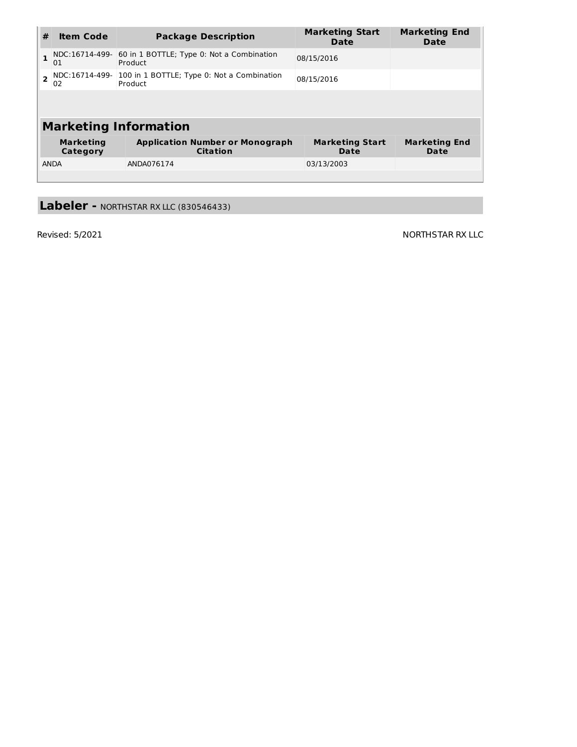| # | Item Code | Package Description | Marketing Start Date | Marketing End Date |
|---|---|---|---|---|
| 1 | NDC:16714-499-01 | 60 in 1 BOTTLE; Type 0: Not a Combination Product | 08/15/2016 | |
| 2 | NDC:16714-499-02 | 100 in 1 BOTTLE; Type 0: Not a Combination Product | 08/15/2016 | |

## Marketing Information

| Marketing Category | Application Number or Monograph Citation | Marketing Start Date | Marketing End Date |
|---|---|---|---|
| ANDA | ANDA076174 | 03/13/2003 | |

## Labeler - NORTHSTAR RX LLC (830546433)

Revised: 5/2021

NORTHSTAR RX LLC